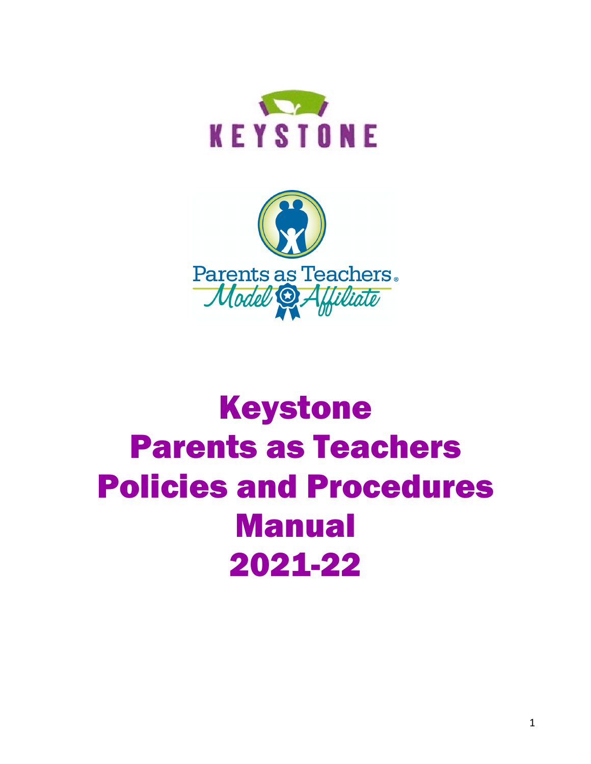KEYSTONE

Parents as Teachers®
Model Affiliate

# Keystone Parents as Teachers Policies and Procedures Manual 2021-22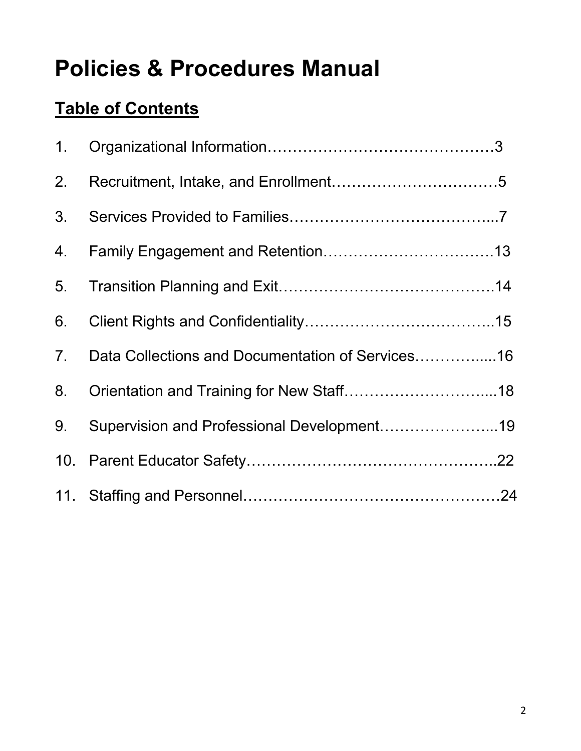# Policies & Procedures Manual

## Table of Contents

1. Organizational Information……………………………………3
2. Recruitment, Intake, and Enrollment……………………………5
3. Services Provided to Families…………………………………...7
4. Family Engagement and Retention……………………………13
5. Transition Planning and Exit……………………………………14
6. Client Rights and Confidentiality………………………………..15
7. Data Collections and Documentation of Services…………….....16
8. Orientation and Training for New Staff………………………....18
9. Supervision and Professional Development…………………...19
10. Parent Educator Safety…………………………………………..22
11. Staffing and Personnel……………………………………………24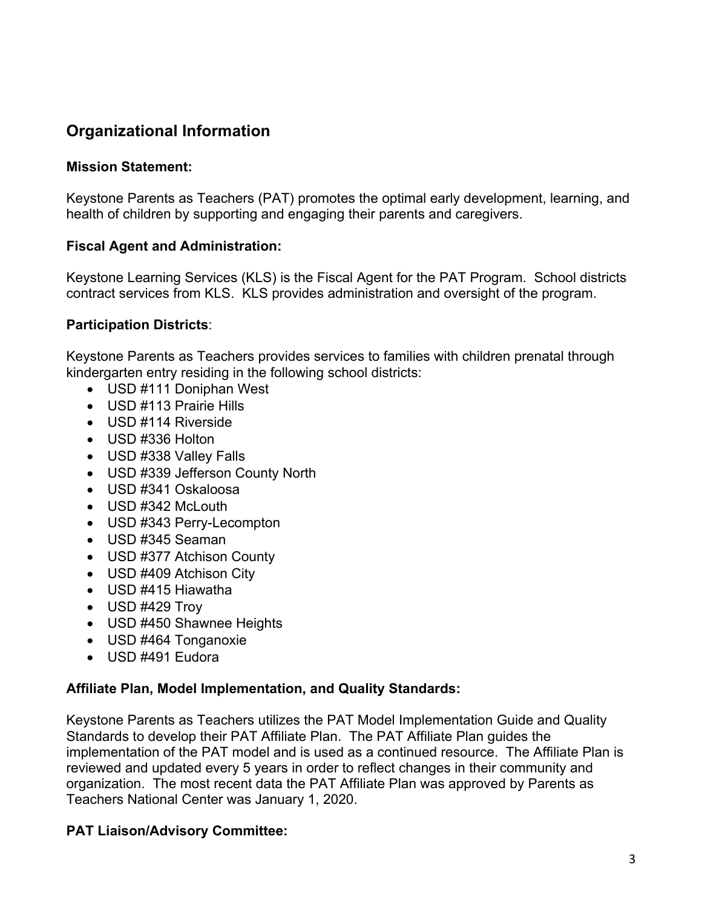## Organizational Information

### Mission Statement:

Keystone Parents as Teachers (PAT) promotes the optimal early development, learning, and health of children by supporting and engaging their parents and caregivers.

### Fiscal Agent and Administration:

Keystone Learning Services (KLS) is the Fiscal Agent for the PAT Program. School districts contract services from KLS. KLS provides administration and oversight of the program.

### Participation Districts:

Keystone Parents as Teachers provides services to families with children prenatal through kindergarten entry residing in the following school districts:

- USD #111 Doniphan West
- USD #113 Prairie Hills
- USD #114 Riverside
- USD #336 Holton
- USD #338 Valley Falls
- USD #339 Jefferson County North
- USD #341 Oskaloosa
- USD #342 McLouth
- USD #343 Perry-Lecompton
- USD #345 Seaman
- USD #377 Atchison County
- USD #409 Atchison City
- USD #415 Hiawatha
- USD #429 Troy
- USD #450 Shawnee Heights
- USD #464 Tonganoxie
- USD #491 Eudora

### Affiliate Plan, Model Implementation, and Quality Standards:

Keystone Parents as Teachers utilizes the PAT Model Implementation Guide and Quality Standards to develop their PAT Affiliate Plan. The PAT Affiliate Plan guides the implementation of the PAT model and is used as a continued resource. The Affiliate Plan is reviewed and updated every 5 years in order to reflect changes in their community and organization. The most recent data the PAT Affiliate Plan was approved by Parents as Teachers National Center was January 1, 2020.

### PAT Liaison/Advisory Committee: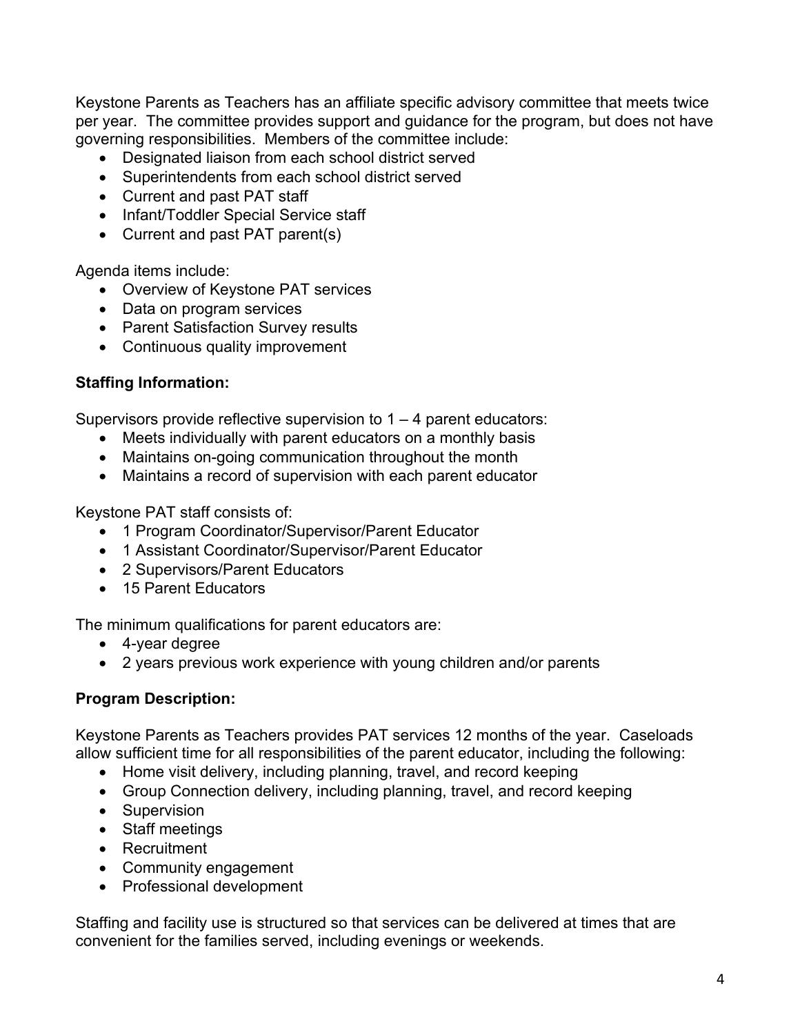Keystone Parents as Teachers has an affiliate specific advisory committee that meets twice per year. The committee provides support and guidance for the program, but does not have governing responsibilities. Members of the committee include:

- Designated liaison from each school district served
- Superintendents from each school district served
- Current and past PAT staff
- Infant/Toddler Special Service staff
- Current and past PAT parent(s)

Agenda items include:

- Overview of Keystone PAT services
- Data on program services
- Parent Satisfaction Survey results
- Continuous quality improvement

**Staffing Information:**

Supervisors provide reflective supervision to 1 – 4 parent educators:

- Meets individually with parent educators on a monthly basis
- Maintains on-going communication throughout the month
- Maintains a record of supervision with each parent educator

Keystone PAT staff consists of:

- 1 Program Coordinator/Supervisor/Parent Educator
- 1 Assistant Coordinator/Supervisor/Parent Educator
- 2 Supervisors/Parent Educators
- 15 Parent Educators

The minimum qualifications for parent educators are:

- 4-year degree
- 2 years previous work experience with young children and/or parents

**Program Description:**

Keystone Parents as Teachers provides PAT services 12 months of the year. Caseloads allow sufficient time for all responsibilities of the parent educator, including the following:

- Home visit delivery, including planning, travel, and record keeping
- Group Connection delivery, including planning, travel, and record keeping
- Supervision
- Staff meetings
- Recruitment
- Community engagement
- Professional development

Staffing and facility use is structured so that services can be delivered at times that are convenient for the families served, including evenings or weekends.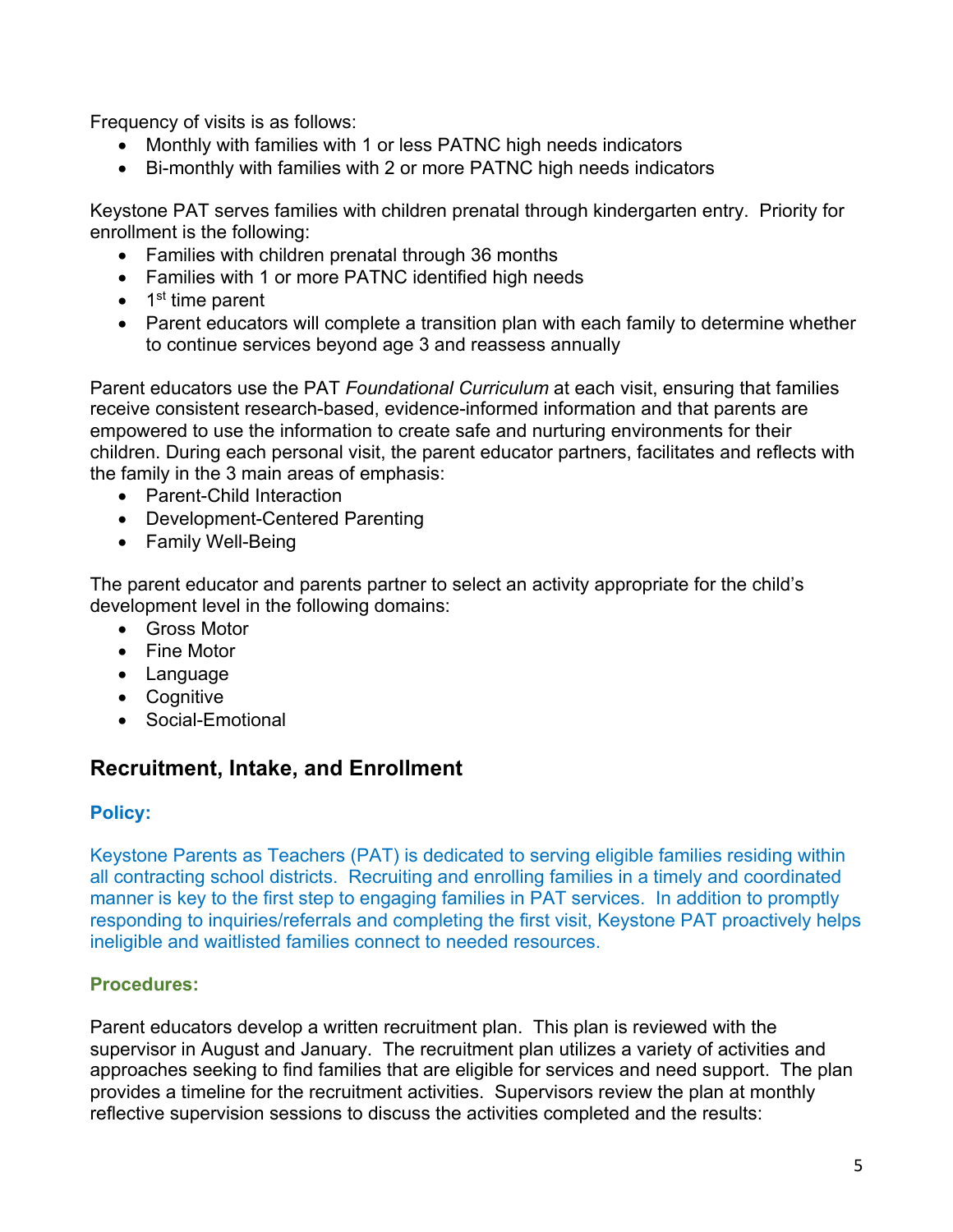Frequency of visits is as follows:

- Monthly with families with 1 or less PATNC high needs indicators
- Bi-monthly with families with 2 or more PATNC high needs indicators

Keystone PAT serves families with children prenatal through kindergarten entry. Priority for enrollment is the following:

- Families with children prenatal through 36 months
- Families with 1 or more PATNC identified high needs
- 1st time parent
- Parent educators will complete a transition plan with each family to determine whether to continue services beyond age 3 and reassess annually

Parent educators use the PAT *Foundational Curriculum* at each visit, ensuring that families receive consistent research-based, evidence-informed information and that parents are empowered to use the information to create safe and nurturing environments for their children. During each personal visit, the parent educator partners, facilitates and reflects with the family in the 3 main areas of emphasis:

- Parent-Child Interaction
- Development-Centered Parenting
- Family Well-Being

The parent educator and parents partner to select an activity appropriate for the child's development level in the following domains:

- Gross Motor
- Fine Motor
- Language
- Cognitive
- Social-Emotional

## Recruitment, Intake, and Enrollment

### Policy:

Keystone Parents as Teachers (PAT) is dedicated to serving eligible families residing within all contracting school districts. Recruiting and enrolling families in a timely and coordinated manner is key to the first step to engaging families in PAT services. In addition to promptly responding to inquiries/referrals and completing the first visit, Keystone PAT proactively helps ineligible and waitlisted families connect to needed resources.

### Procedures:

Parent educators develop a written recruitment plan. This plan is reviewed with the supervisor in August and January. The recruitment plan utilizes a variety of activities and approaches seeking to find families that are eligible for services and need support. The plan provides a timeline for the recruitment activities. Supervisors review the plan at monthly reflective supervision sessions to discuss the activities completed and the results: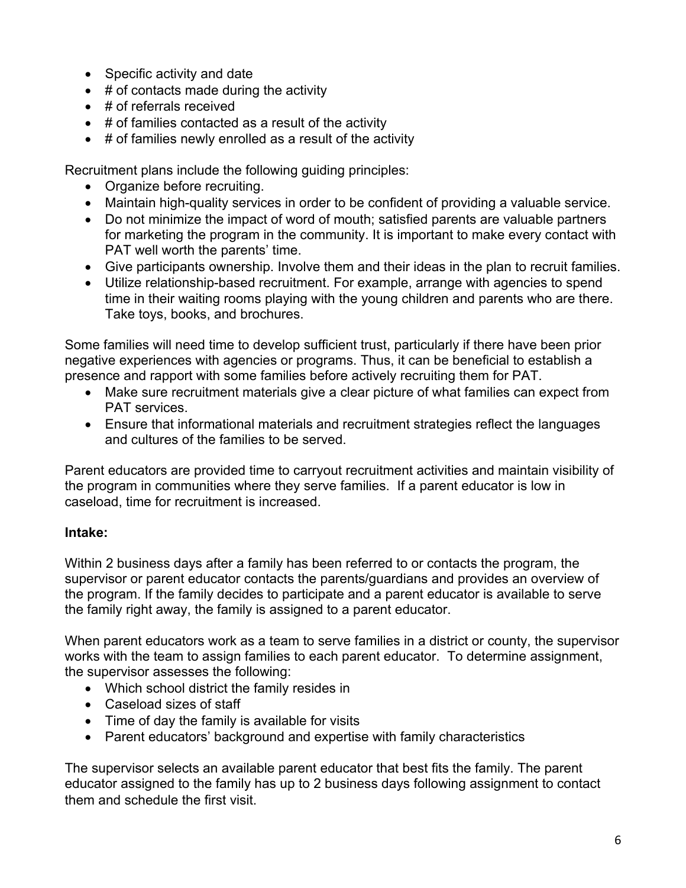- Specific activity and date
- # of contacts made during the activity
- # of referrals received
- # of families contacted as a result of the activity
- # of families newly enrolled as a result of the activity

Recruitment plans include the following guiding principles:

- Organize before recruiting.
- Maintain high-quality services in order to be confident of providing a valuable service.
- Do not minimize the impact of word of mouth; satisfied parents are valuable partners for marketing the program in the community. It is important to make every contact with PAT well worth the parents' time.
- Give participants ownership. Involve them and their ideas in the plan to recruit families.
- Utilize relationship-based recruitment. For example, arrange with agencies to spend time in their waiting rooms playing with the young children and parents who are there. Take toys, books, and brochures.

Some families will need time to develop sufficient trust, particularly if there have been prior negative experiences with agencies or programs. Thus, it can be beneficial to establish a presence and rapport with some families before actively recruiting them for PAT.

- Make sure recruitment materials give a clear picture of what families can expect from PAT services.
- Ensure that informational materials and recruitment strategies reflect the languages and cultures of the families to be served.

Parent educators are provided time to carryout recruitment activities and maintain visibility of the program in communities where they serve families. If a parent educator is low in caseload, time for recruitment is increased.

**Intake:**

Within 2 business days after a family has been referred to or contacts the program, the supervisor or parent educator contacts the parents/guardians and provides an overview of the program. If the family decides to participate and a parent educator is available to serve the family right away, the family is assigned to a parent educator.

When parent educators work as a team to serve families in a district or county, the supervisor works with the team to assign families to each parent educator. To determine assignment, the supervisor assesses the following:

- Which school district the family resides in
- Caseload sizes of staff
- Time of day the family is available for visits
- Parent educators' background and expertise with family characteristics

The supervisor selects an available parent educator that best fits the family. The parent educator assigned to the family has up to 2 business days following assignment to contact them and schedule the first visit.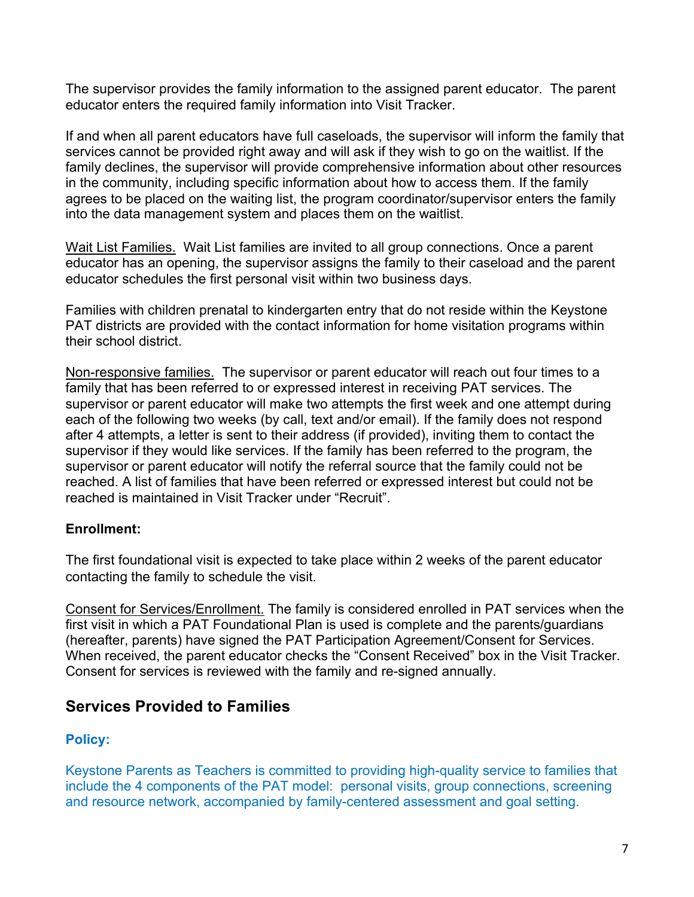The supervisor provides the family information to the assigned parent educator. The parent educator enters the required family information into Visit Tracker.

If and when all parent educators have full caseloads, the supervisor will inform the family that services cannot be provided right away and will ask if they wish to go on the waitlist. If the family declines, the supervisor will provide comprehensive information about other resources in the community, including specific information about how to access them. If the family agrees to be placed on the waiting list, the program coordinator/supervisor enters the family into the data management system and places them on the waitlist.

<u>Wait List Families.</u> Wait List families are invited to all group connections. Once a parent educator has an opening, the supervisor assigns the family to their caseload and the parent educator schedules the first personal visit within two business days.

Families with children prenatal to kindergarten entry that do not reside within the Keystone PAT districts are provided with the contact information for home visitation programs within their school district.

<u>Non-responsive families.</u> The supervisor or parent educator will reach out four times to a family that has been referred to or expressed interest in receiving PAT services. The supervisor or parent educator will make two attempts the first week and one attempt during each of the following two weeks (by call, text and/or email). If the family does not respond after 4 attempts, a letter is sent to their address (if provided), inviting them to contact the supervisor if they would like services. If the family has been referred to the program, the supervisor or parent educator will notify the referral source that the family could not be reached. A list of families that have been referred or expressed interest but could not be reached is maintained in Visit Tracker under "Recruit".

**Enrollment:**

The first foundational visit is expected to take place within 2 weeks of the parent educator contacting the family to schedule the visit.

<u>Consent for Services/Enrollment.</u> The family is considered enrolled in PAT services when the first visit in which a PAT Foundational Plan is used is complete and the parents/guardians (hereafter, parents) have signed the PAT Participation Agreement/Consent for Services. When received, the parent educator checks the "Consent Received" box in the Visit Tracker. Consent for services is reviewed with the family and re-signed annually.

## Services Provided to Families

**Policy:**

Keystone Parents as Teachers is committed to providing high-quality service to families that include the 4 components of the PAT model: personal visits, group connections, screening and resource network, accompanied by family-centered assessment and goal setting.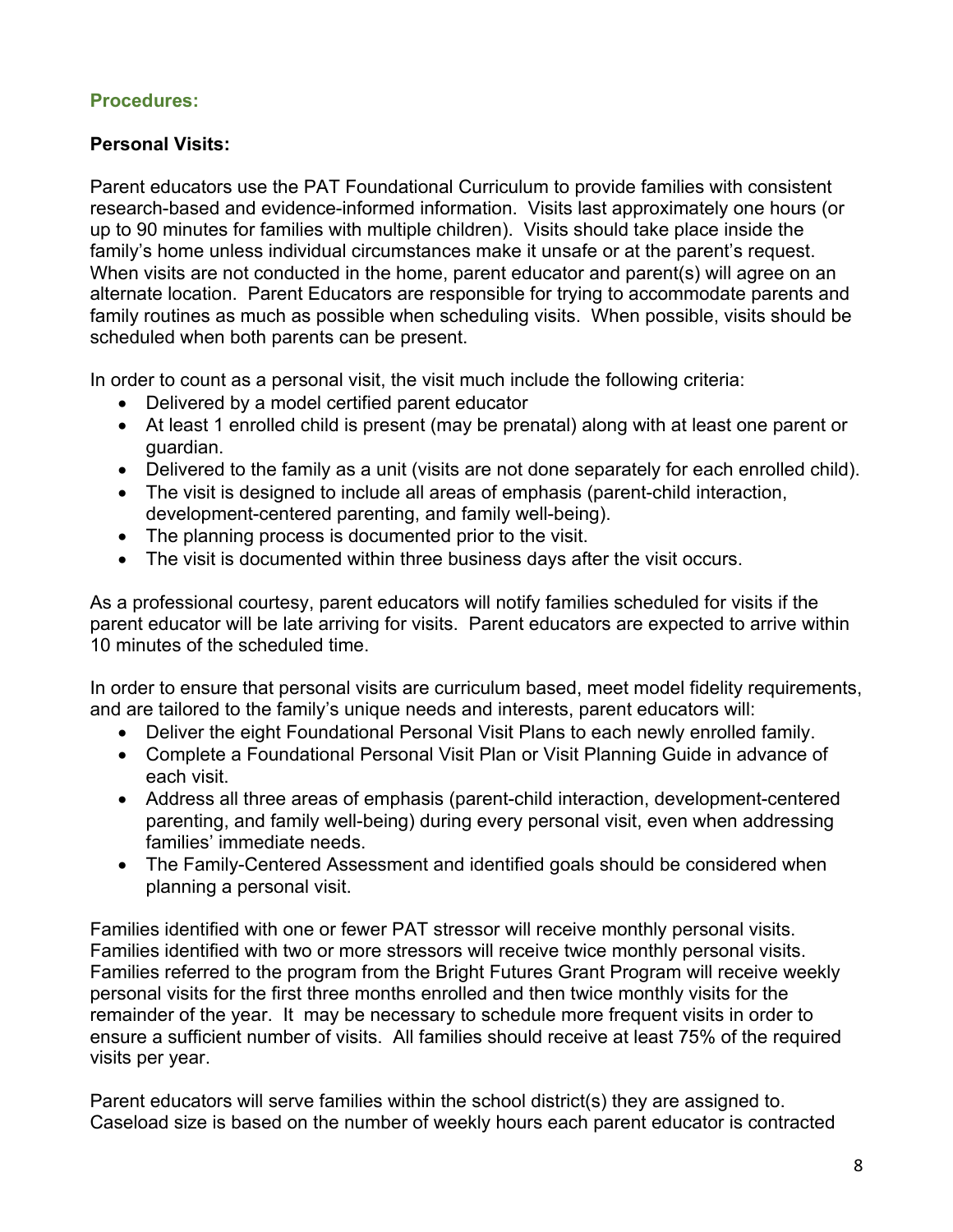## Procedures:

### Personal Visits:

Parent educators use the PAT Foundational Curriculum to provide families with consistent research-based and evidence-informed information. Visits last approximately one hours (or up to 90 minutes for families with multiple children). Visits should take place inside the family's home unless individual circumstances make it unsafe or at the parent's request. When visits are not conducted in the home, parent educator and parent(s) will agree on an alternate location. Parent Educators are responsible for trying to accommodate parents and family routines as much as possible when scheduling visits. When possible, visits should be scheduled when both parents can be present.

In order to count as a personal visit, the visit much include the following criteria:

- Delivered by a model certified parent educator
- At least 1 enrolled child is present (may be prenatal) along with at least one parent or guardian.
- Delivered to the family as a unit (visits are not done separately for each enrolled child).
- The visit is designed to include all areas of emphasis (parent-child interaction, development-centered parenting, and family well-being).
- The planning process is documented prior to the visit.
- The visit is documented within three business days after the visit occurs.

As a professional courtesy, parent educators will notify families scheduled for visits if the parent educator will be late arriving for visits. Parent educators are expected to arrive within 10 minutes of the scheduled time.

In order to ensure that personal visits are curriculum based, meet model fidelity requirements, and are tailored to the family's unique needs and interests, parent educators will:

- Deliver the eight Foundational Personal Visit Plans to each newly enrolled family.
- Complete a Foundational Personal Visit Plan or Visit Planning Guide in advance of each visit.
- Address all three areas of emphasis (parent-child interaction, development-centered parenting, and family well-being) during every personal visit, even when addressing families' immediate needs.
- The Family-Centered Assessment and identified goals should be considered when planning a personal visit.

Families identified with one or fewer PAT stressor will receive monthly personal visits. Families identified with two or more stressors will receive twice monthly personal visits. Families referred to the program from the Bright Futures Grant Program will receive weekly personal visits for the first three months enrolled and then twice monthly visits for the remainder of the year. It may be necessary to schedule more frequent visits in order to ensure a sufficient number of visits. All families should receive at least 75% of the required visits per year.

Parent educators will serve families within the school district(s) they are assigned to. Caseload size is based on the number of weekly hours each parent educator is contracted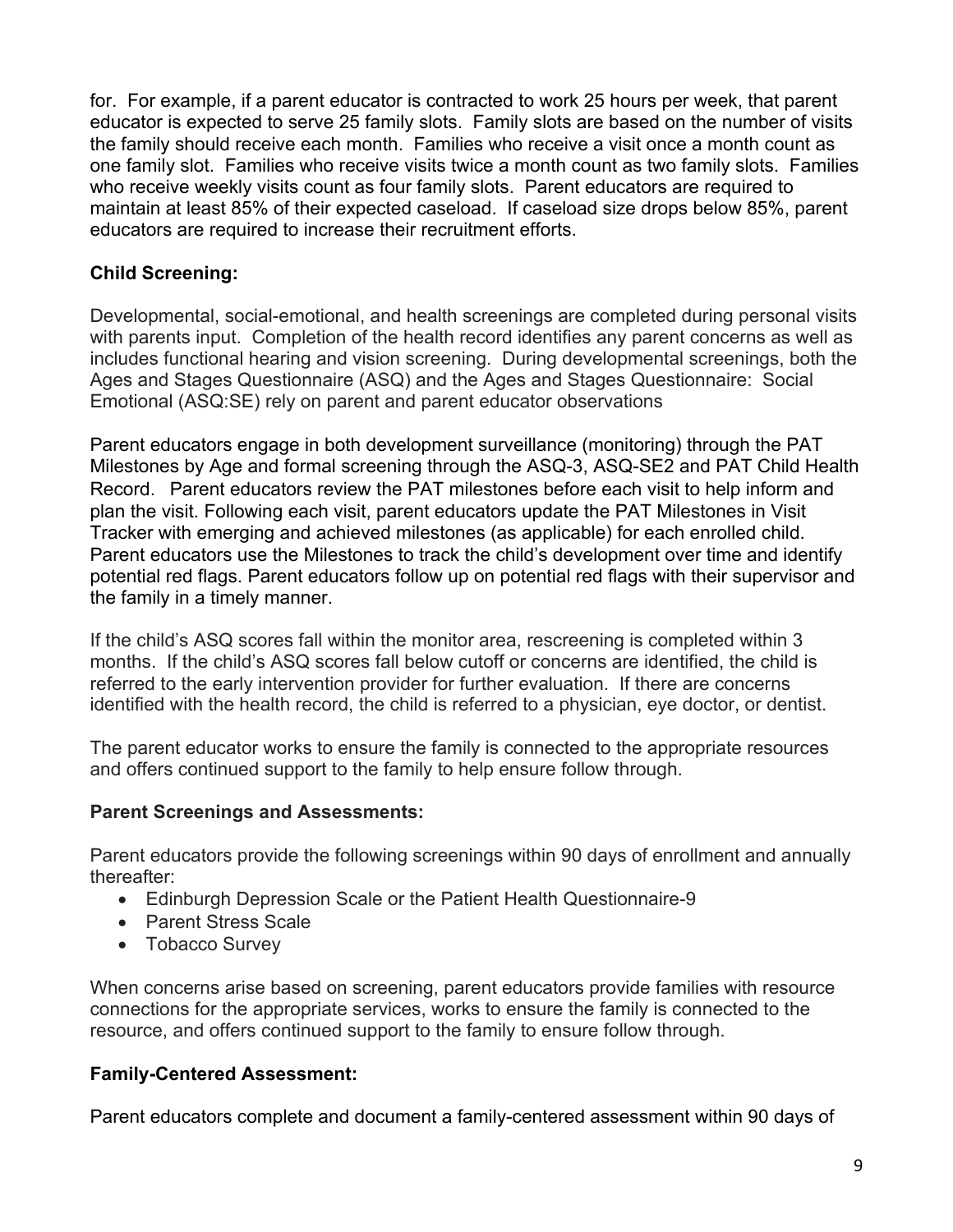for. For example, if a parent educator is contracted to work 25 hours per week, that parent educator is expected to serve 25 family slots. Family slots are based on the number of visits the family should receive each month. Families who receive a visit once a month count as one family slot. Families who receive visits twice a month count as two family slots. Families who receive weekly visits count as four family slots. Parent educators are required to maintain at least 85% of their expected caseload. If caseload size drops below 85%, parent educators are required to increase their recruitment efforts.

**Child Screening:**

Developmental, social-emotional, and health screenings are completed during personal visits with parents input. Completion of the health record identifies any parent concerns as well as includes functional hearing and vision screening. During developmental screenings, both the Ages and Stages Questionnaire (ASQ) and the Ages and Stages Questionnaire: Social Emotional (ASQ:SE) rely on parent and parent educator observations

Parent educators engage in both development surveillance (monitoring) through the PAT Milestones by Age and formal screening through the ASQ-3, ASQ-SE2 and PAT Child Health Record. Parent educators review the PAT milestones before each visit to help inform and plan the visit. Following each visit, parent educators update the PAT Milestones in Visit Tracker with emerging and achieved milestones (as applicable) for each enrolled child. Parent educators use the Milestones to track the child's development over time and identify potential red flags. Parent educators follow up on potential red flags with their supervisor and the family in a timely manner.

If the child's ASQ scores fall within the monitor area, rescreening is completed within 3 months. If the child's ASQ scores fall below cutoff or concerns are identified, the child is referred to the early intervention provider for further evaluation. If there are concerns identified with the health record, the child is referred to a physician, eye doctor, or dentist.

The parent educator works to ensure the family is connected to the appropriate resources and offers continued support to the family to help ensure follow through.

**Parent Screenings and Assessments:**

Parent educators provide the following screenings within 90 days of enrollment and annually thereafter:

- Edinburgh Depression Scale or the Patient Health Questionnaire-9
- Parent Stress Scale
- Tobacco Survey

When concerns arise based on screening, parent educators provide families with resource connections for the appropriate services, works to ensure the family is connected to the resource, and offers continued support to the family to ensure follow through.

**Family-Centered Assessment:**

Parent educators complete and document a family-centered assessment within 90 days of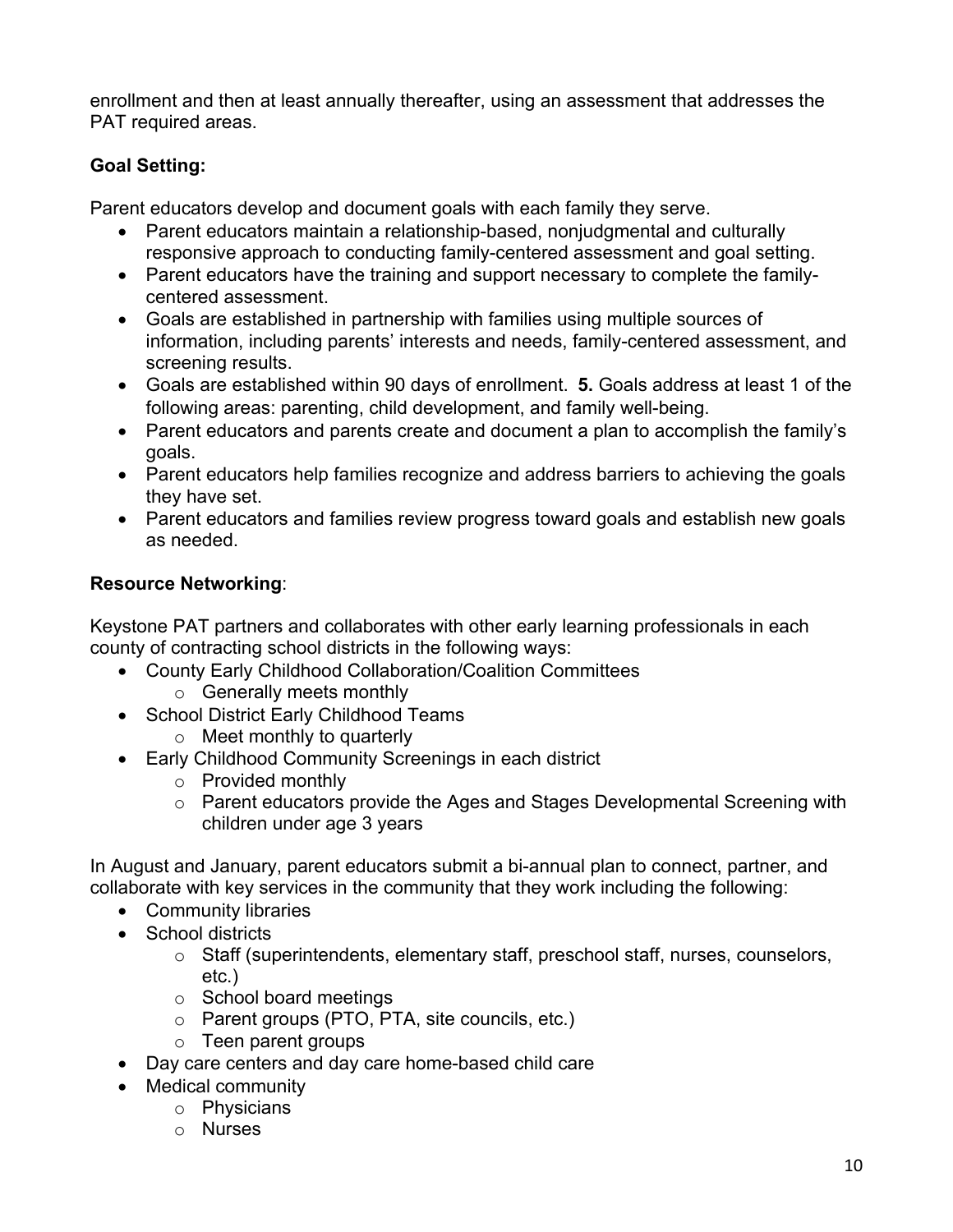enrollment and then at least annually thereafter, using an assessment that addresses the PAT required areas.

**Goal Setting:**

Parent educators develop and document goals with each family they serve.

- Parent educators maintain a relationship-based, nonjudgmental and culturally responsive approach to conducting family-centered assessment and goal setting.
- Parent educators have the training and support necessary to complete the family-centered assessment.
- Goals are established in partnership with families using multiple sources of information, including parents' interests and needs, family-centered assessment, and screening results.
- Goals are established within 90 days of enrollment. **5.** Goals address at least 1 of the following areas: parenting, child development, and family well-being.
- Parent educators and parents create and document a plan to accomplish the family's goals.
- Parent educators help families recognize and address barriers to achieving the goals they have set.
- Parent educators and families review progress toward goals and establish new goals as needed.

**Resource Networking**:

Keystone PAT partners and collaborates with other early learning professionals in each county of contracting school districts in the following ways:

- County Early Childhood Collaboration/Coalition Committees
    - Generally meets monthly
- School District Early Childhood Teams
    - Meet monthly to quarterly
- Early Childhood Community Screenings in each district
    - Provided monthly
    - Parent educators provide the Ages and Stages Developmental Screening with children under age 3 years

In August and January, parent educators submit a bi-annual plan to connect, partner, and collaborate with key services in the community that they work including the following:

- Community libraries
- School districts
    - Staff (superintendents, elementary staff, preschool staff, nurses, counselors, etc.)
    - School board meetings
    - Parent groups (PTO, PTA, site councils, etc.)
    - Teen parent groups
- Day care centers and day care home-based child care
- Medical community
    - Physicians
    - Nurses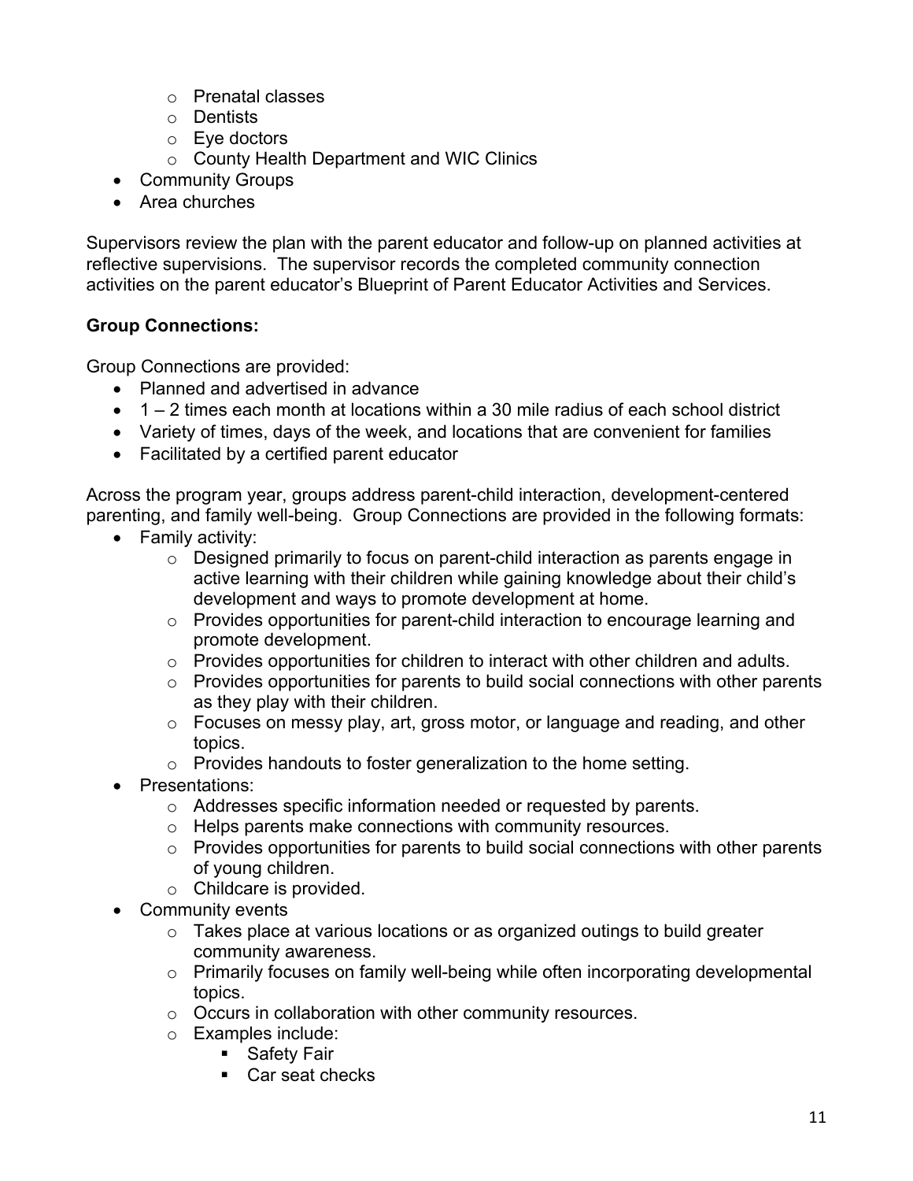- Prenatal classes
  - Dentists
  - Eye doctors
  - County Health Department and WIC Clinics
- Community Groups
- Area churches

Supervisors review the plan with the parent educator and follow-up on planned activities at reflective supervisions. The supervisor records the completed community connection activities on the parent educator's Blueprint of Parent Educator Activities and Services.

**Group Connections:**

Group Connections are provided:

- Planned and advertised in advance
- 1 – 2 times each month at locations within a 30 mile radius of each school district
- Variety of times, days of the week, and locations that are convenient for families
- Facilitated by a certified parent educator

Across the program year, groups address parent-child interaction, development-centered parenting, and family well-being. Group Connections are provided in the following formats:

- Family activity:
  - Designed primarily to focus on parent-child interaction as parents engage in active learning with their children while gaining knowledge about their child's development and ways to promote development at home.
  - Provides opportunities for parent-child interaction to encourage learning and promote development.
  - Provides opportunities for children to interact with other children and adults.
  - Provides opportunities for parents to build social connections with other parents as they play with their children.
  - Focuses on messy play, art, gross motor, or language and reading, and other topics.
  - Provides handouts to foster generalization to the home setting.
- Presentations:
  - Addresses specific information needed or requested by parents.
  - Helps parents make connections with community resources.
  - Provides opportunities for parents to build social connections with other parents of young children.
  - Childcare is provided.
- Community events
  - Takes place at various locations or as organized outings to build greater community awareness.
  - Primarily focuses on family well-being while often incorporating developmental topics.
  - Occurs in collaboration with other community resources.
  - Examples include:
    - Safety Fair
    - Car seat checks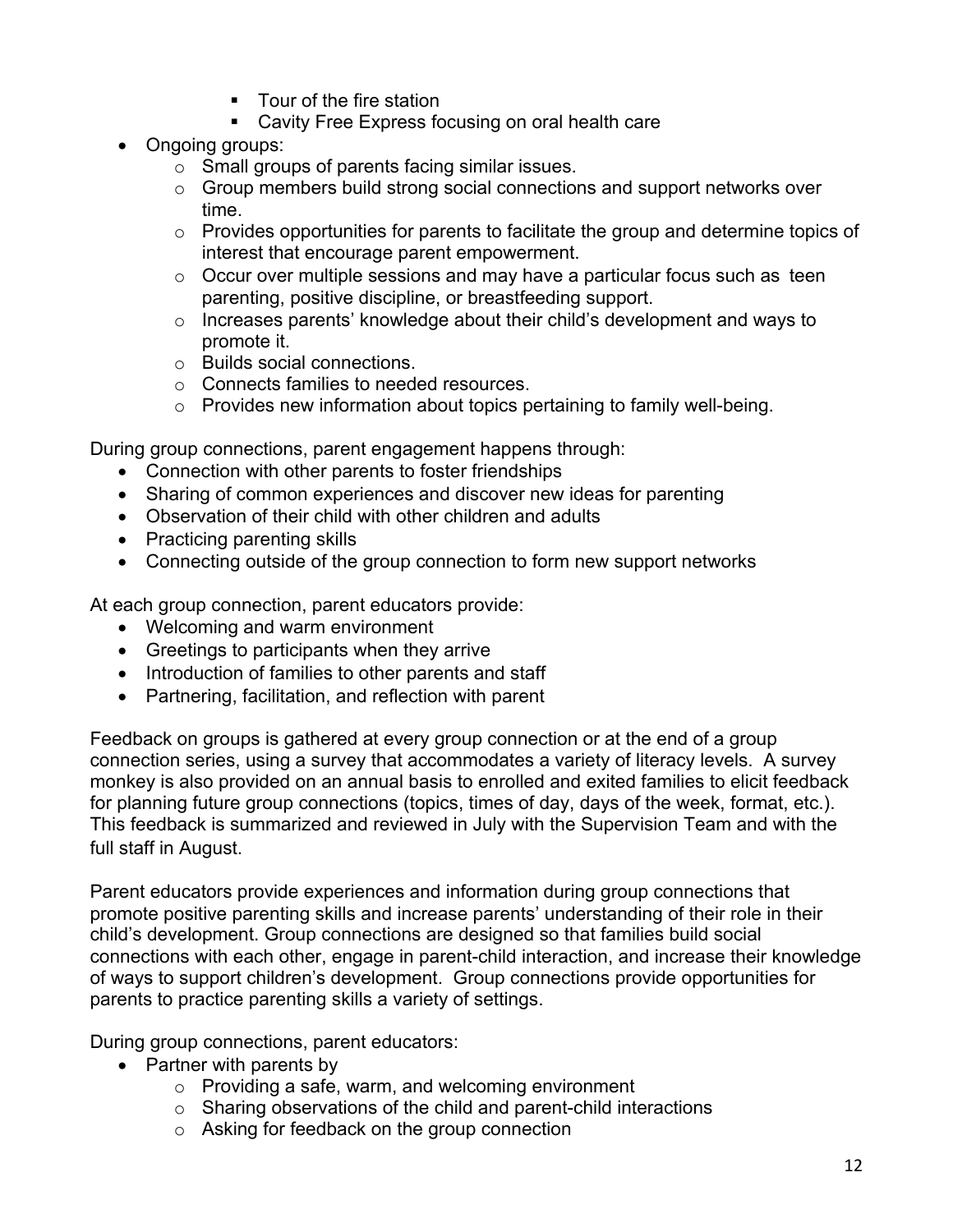- Tour of the fire station
        - Cavity Free Express focusing on oral health care
- Ongoing groups:
    - Small groups of parents facing similar issues.
    - Group members build strong social connections and support networks over time.
    - Provides opportunities for parents to facilitate the group and determine topics of interest that encourage parent empowerment.
    - Occur over multiple sessions and may have a particular focus such as teen parenting, positive discipline, or breastfeeding support.
    - Increases parents' knowledge about their child's development and ways to promote it.
    - Builds social connections.
    - Connects families to needed resources.
    - Provides new information about topics pertaining to family well-being.

During group connections, parent engagement happens through:

- Connection with other parents to foster friendships
- Sharing of common experiences and discover new ideas for parenting
- Observation of their child with other children and adults
- Practicing parenting skills
- Connecting outside of the group connection to form new support networks

At each group connection, parent educators provide:

- Welcoming and warm environment
- Greetings to participants when they arrive
- Introduction of families to other parents and staff
- Partnering, facilitation, and reflection with parent

Feedback on groups is gathered at every group connection or at the end of a group connection series, using a survey that accommodates a variety of literacy levels. A survey monkey is also provided on an annual basis to enrolled and exited families to elicit feedback for planning future group connections (topics, times of day, days of the week, format, etc.). This feedback is summarized and reviewed in July with the Supervision Team and with the full staff in August.

Parent educators provide experiences and information during group connections that promote positive parenting skills and increase parents' understanding of their role in their child's development. Group connections are designed so that families build social connections with each other, engage in parent-child interaction, and increase their knowledge of ways to support children's development. Group connections provide opportunities for parents to practice parenting skills a variety of settings.

During group connections, parent educators:

- Partner with parents by
    - Providing a safe, warm, and welcoming environment
    - Sharing observations of the child and parent-child interactions
    - Asking for feedback on the group connection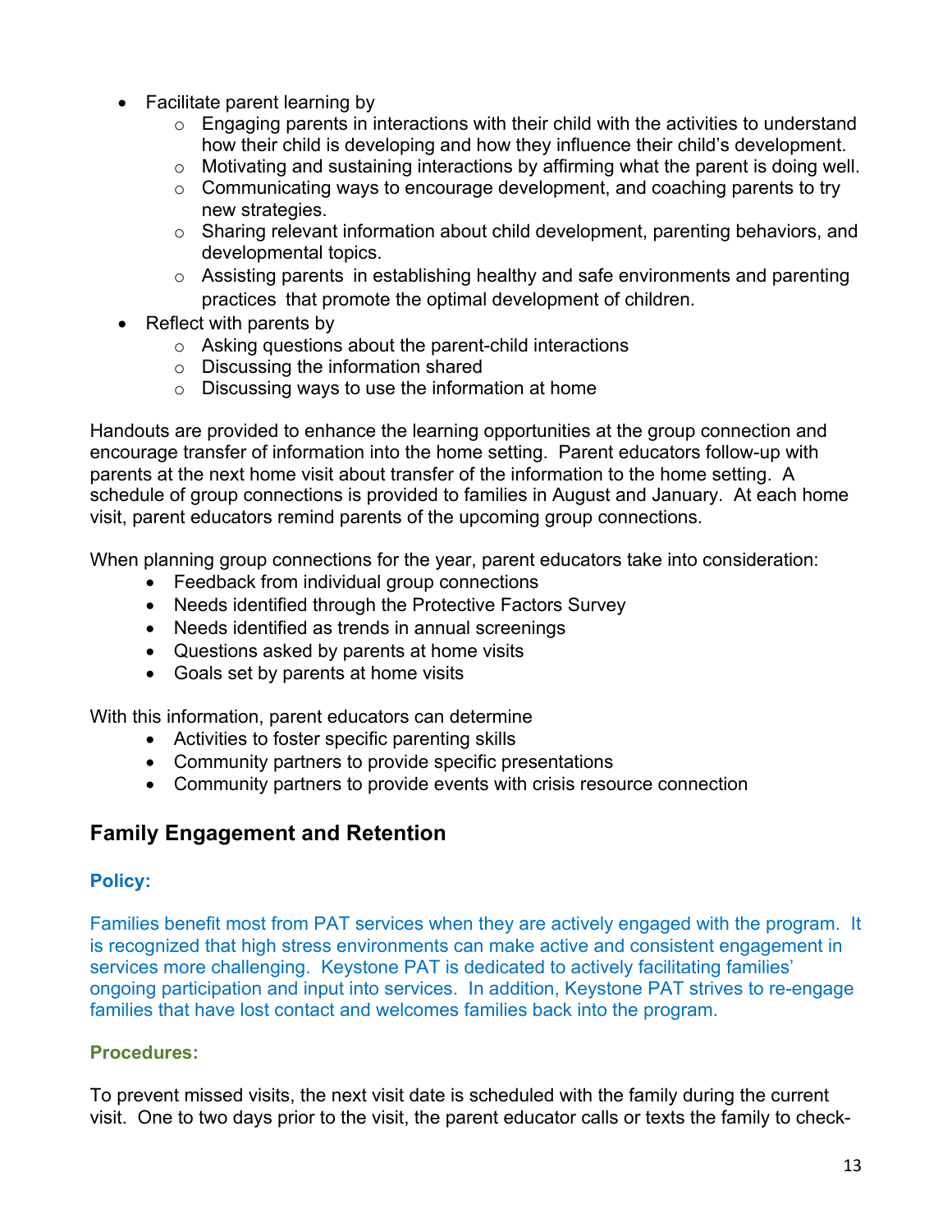- Facilitate parent learning by
  - Engaging parents in interactions with their child with the activities to understand how their child is developing and how they influence their child's development.
  - Motivating and sustaining interactions by affirming what the parent is doing well.
  - Communicating ways to encourage development, and coaching parents to try new strategies.
  - Sharing relevant information about child development, parenting behaviors, and developmental topics.
  - Assisting parents in establishing healthy and safe environments and parenting practices that promote the optimal development of children.
- Reflect with parents by
  - Asking questions about the parent-child interactions
  - Discussing the information shared
  - Discussing ways to use the information at home

Handouts are provided to enhance the learning opportunities at the group connection and encourage transfer of information into the home setting. Parent educators follow-up with parents at the next home visit about transfer of the information to the home setting. A schedule of group connections is provided to families in August and January. At each home visit, parent educators remind parents of the upcoming group connections.

When planning group connections for the year, parent educators take into consideration:

- Feedback from individual group connections
- Needs identified through the Protective Factors Survey
- Needs identified as trends in annual screenings
- Questions asked by parents at home visits
- Goals set by parents at home visits

With this information, parent educators can determine

- Activities to foster specific parenting skills
- Community partners to provide specific presentations
- Community partners to provide events with crisis resource connection

## Family Engagement and Retention

### Policy:

Families benefit most from PAT services when they are actively engaged with the program. It is recognized that high stress environments can make active and consistent engagement in services more challenging. Keystone PAT is dedicated to actively facilitating families' ongoing participation and input into services. In addition, Keystone PAT strives to re-engage families that have lost contact and welcomes families back into the program.

### Procedures:

To prevent missed visits, the next visit date is scheduled with the family during the current visit. One to two days prior to the visit, the parent educator calls or texts the family to check-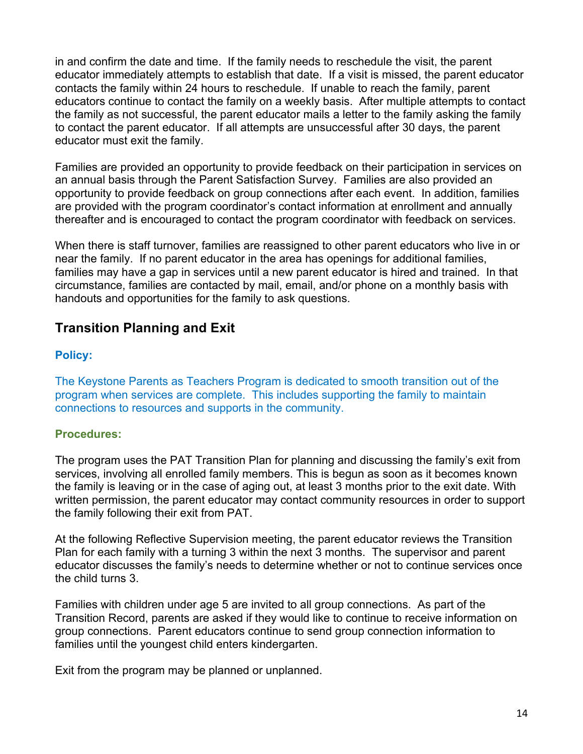in and confirm the date and time. If the family needs to reschedule the visit, the parent educator immediately attempts to establish that date. If a visit is missed, the parent educator contacts the family within 24 hours to reschedule. If unable to reach the family, parent educators continue to contact the family on a weekly basis. After multiple attempts to contact the family as not successful, the parent educator mails a letter to the family asking the family to contact the parent educator. If all attempts are unsuccessful after 30 days, the parent educator must exit the family.

Families are provided an opportunity to provide feedback on their participation in services on an annual basis through the Parent Satisfaction Survey. Families are also provided an opportunity to provide feedback on group connections after each event. In addition, families are provided with the program coordinator's contact information at enrollment and annually thereafter and is encouraged to contact the program coordinator with feedback on services.

When there is staff turnover, families are reassigned to other parent educators who live in or near the family. If no parent educator in the area has openings for additional families, families may have a gap in services until a new parent educator is hired and trained. In that circumstance, families are contacted by mail, email, and/or phone on a monthly basis with handouts and opportunities for the family to ask questions.

## Transition Planning and Exit

### Policy:

The Keystone Parents as Teachers Program is dedicated to smooth transition out of the program when services are complete. This includes supporting the family to maintain connections to resources and supports in the community.

### Procedures:

The program uses the PAT Transition Plan for planning and discussing the family's exit from services, involving all enrolled family members. This is begun as soon as it becomes known the family is leaving or in the case of aging out, at least 3 months prior to the exit date. With written permission, the parent educator may contact community resources in order to support the family following their exit from PAT.

At the following Reflective Supervision meeting, the parent educator reviews the Transition Plan for each family with a turning 3 within the next 3 months. The supervisor and parent educator discusses the family's needs to determine whether or not to continue services once the child turns 3.

Families with children under age 5 are invited to all group connections. As part of the Transition Record, parents are asked if they would like to continue to receive information on group connections. Parent educators continue to send group connection information to families until the youngest child enters kindergarten.

Exit from the program may be planned or unplanned.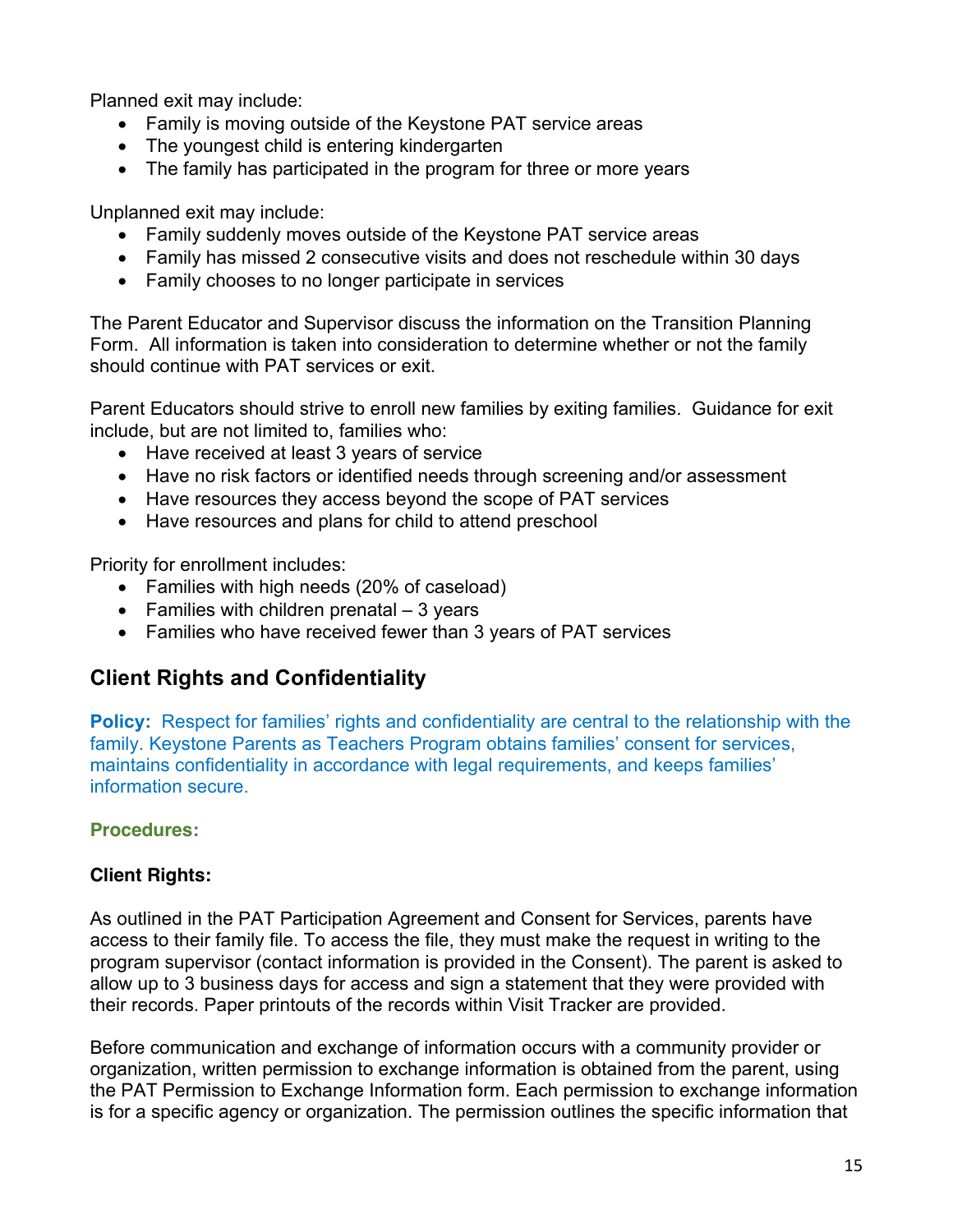Planned exit may include:

- Family is moving outside of the Keystone PAT service areas
- The youngest child is entering kindergarten
- The family has participated in the program for three or more years

Unplanned exit may include:

- Family suddenly moves outside of the Keystone PAT service areas
- Family has missed 2 consecutive visits and does not reschedule within 30 days
- Family chooses to no longer participate in services

The Parent Educator and Supervisor discuss the information on the Transition Planning Form. All information is taken into consideration to determine whether or not the family should continue with PAT services or exit.

Parent Educators should strive to enroll new families by exiting families. Guidance for exit include, but are not limited to, families who:

- Have received at least 3 years of service
- Have no risk factors or identified needs through screening and/or assessment
- Have resources they access beyond the scope of PAT services
- Have resources and plans for child to attend preschool

Priority for enrollment includes:

- Families with high needs (20% of caseload)
- Families with children prenatal – 3 years
- Families who have received fewer than 3 years of PAT services

## Client Rights and Confidentiality

**Policy:** Respect for families' rights and confidentiality are central to the relationship with the family. Keystone Parents as Teachers Program obtains families' consent for services, maintains confidentiality in accordance with legal requirements, and keeps families' information secure.

**Procedures:**

**Client Rights:**

As outlined in the PAT Participation Agreement and Consent for Services, parents have access to their family file. To access the file, they must make the request in writing to the program supervisor (contact information is provided in the Consent). The parent is asked to allow up to 3 business days for access and sign a statement that they were provided with their records. Paper printouts of the records within Visit Tracker are provided.

Before communication and exchange of information occurs with a community provider or organization, written permission to exchange information is obtained from the parent, using the PAT Permission to Exchange Information form. Each permission to exchange information is for a specific agency or organization. The permission outlines the specific information that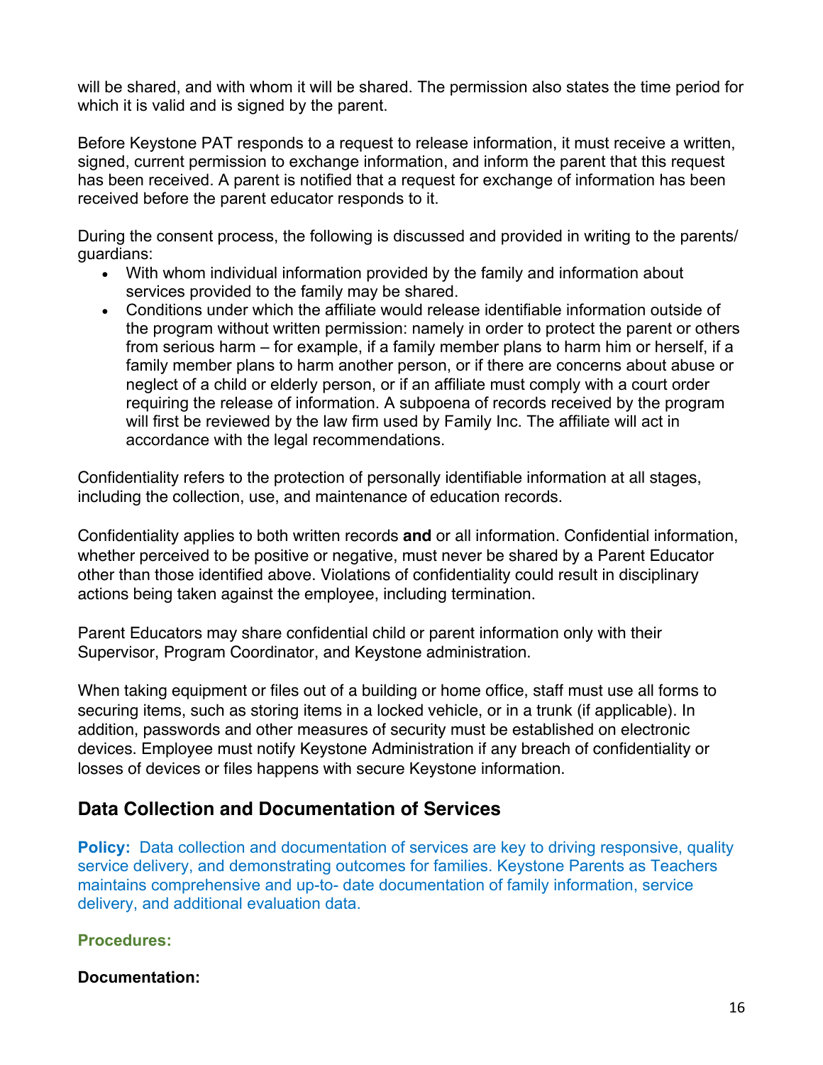will be shared, and with whom it will be shared. The permission also states the time period for which it is valid and is signed by the parent.

Before Keystone PAT responds to a request to release information, it must receive a written, signed, current permission to exchange information, and inform the parent that this request has been received. A parent is notified that a request for exchange of information has been received before the parent educator responds to it.

During the consent process, the following is discussed and provided in writing to the parents/ guardians:

- With whom individual information provided by the family and information about services provided to the family may be shared.
- Conditions under which the affiliate would release identifiable information outside of the program without written permission: namely in order to protect the parent or others from serious harm – for example, if a family member plans to harm him or herself, if a family member plans to harm another person, or if there are concerns about abuse or neglect of a child or elderly person, or if an affiliate must comply with a court order requiring the release of information. A subpoena of records received by the program will first be reviewed by the law firm used by Family Inc. The affiliate will act in accordance with the legal recommendations.

Confidentiality refers to the protection of personally identifiable information at all stages, including the collection, use, and maintenance of education records.

Confidentiality applies to both written records **and** or all information. Confidential information, whether perceived to be positive or negative, must never be shared by a Parent Educator other than those identified above. Violations of confidentiality could result in disciplinary actions being taken against the employee, including termination.

Parent Educators may share confidential child or parent information only with their Supervisor, Program Coordinator, and Keystone administration.

When taking equipment or files out of a building or home office, staff must use all forms to securing items, such as storing items in a locked vehicle, or in a trunk (if applicable). In addition, passwords and other measures of security must be established on electronic devices. Employee must notify Keystone Administration if any breach of confidentiality or losses of devices or files happens with secure Keystone information.

## Data Collection and Documentation of Services

**Policy:** Data collection and documentation of services are key to driving responsive, quality service delivery, and demonstrating outcomes for families. Keystone Parents as Teachers maintains comprehensive and up-to- date documentation of family information, service delivery, and additional evaluation data.

**Procedures:**

**Documentation:**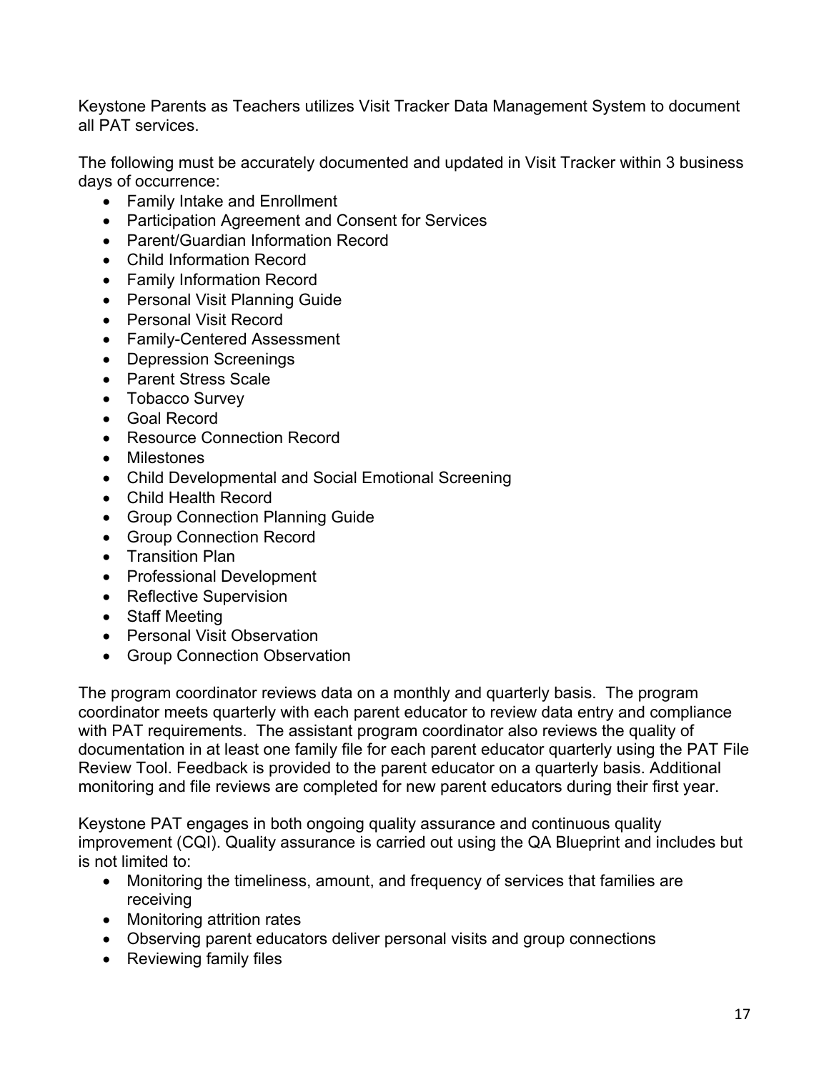Keystone Parents as Teachers utilizes Visit Tracker Data Management System to document all PAT services.

The following must be accurately documented and updated in Visit Tracker within 3 business days of occurrence:

- Family Intake and Enrollment
- Participation Agreement and Consent for Services
- Parent/Guardian Information Record
- Child Information Record
- Family Information Record
- Personal Visit Planning Guide
- Personal Visit Record
- Family-Centered Assessment
- Depression Screenings
- Parent Stress Scale
- Tobacco Survey
- Goal Record
- Resource Connection Record
- Milestones
- Child Developmental and Social Emotional Screening
- Child Health Record
- Group Connection Planning Guide
- Group Connection Record
- Transition Plan
- Professional Development
- Reflective Supervision
- Staff Meeting
- Personal Visit Observation
- Group Connection Observation

The program coordinator reviews data on a monthly and quarterly basis. The program coordinator meets quarterly with each parent educator to review data entry and compliance with PAT requirements. The assistant program coordinator also reviews the quality of documentation in at least one family file for each parent educator quarterly using the PAT File Review Tool. Feedback is provided to the parent educator on a quarterly basis. Additional monitoring and file reviews are completed for new parent educators during their first year.

Keystone PAT engages in both ongoing quality assurance and continuous quality improvement (CQI). Quality assurance is carried out using the QA Blueprint and includes but is not limited to:

- Monitoring the timeliness, amount, and frequency of services that families are receiving
- Monitoring attrition rates
- Observing parent educators deliver personal visits and group connections
- Reviewing family files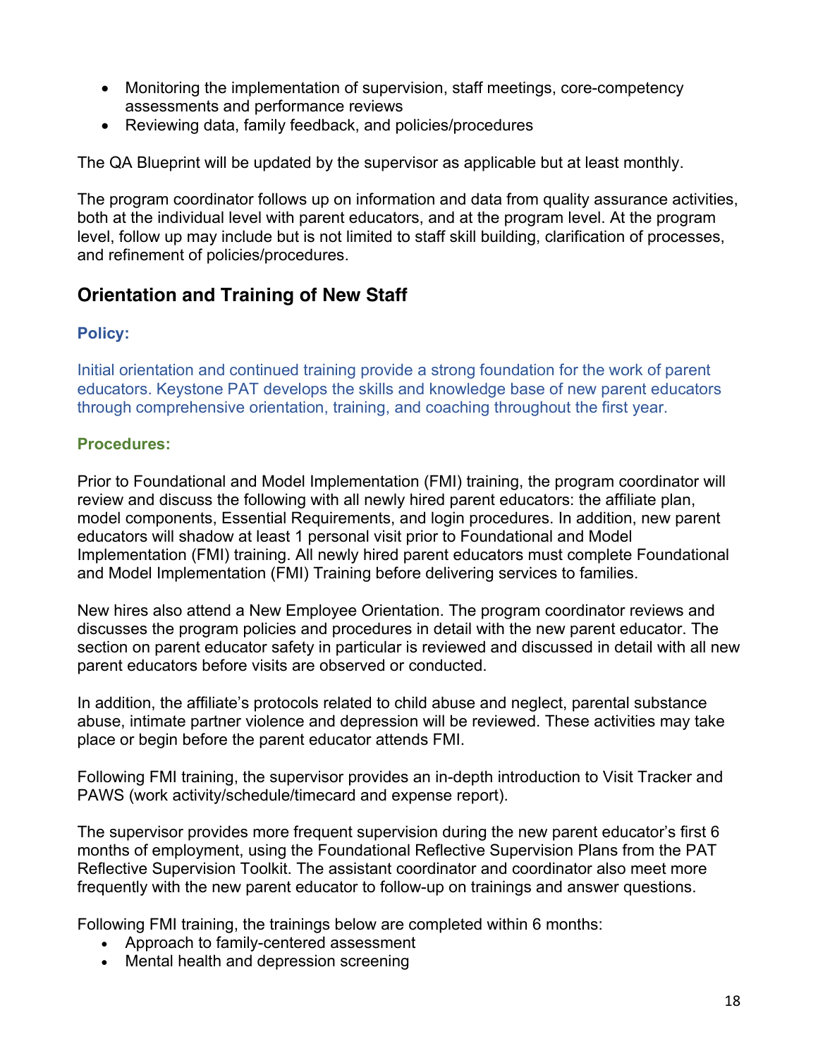- Monitoring the implementation of supervision, staff meetings, core-competency assessments and performance reviews
- Reviewing data, family feedback, and policies/procedures

The QA Blueprint will be updated by the supervisor as applicable but at least monthly.

The program coordinator follows up on information and data from quality assurance activities, both at the individual level with parent educators, and at the program level. At the program level, follow up may include but is not limited to staff skill building, clarification of processes, and refinement of policies/procedures.

## Orientation and Training of New Staff

### Policy:

Initial orientation and continued training provide a strong foundation for the work of parent educators. Keystone PAT develops the skills and knowledge base of new parent educators through comprehensive orientation, training, and coaching throughout the first year.

### Procedures:

Prior to Foundational and Model Implementation (FMI) training, the program coordinator will review and discuss the following with all newly hired parent educators: the affiliate plan, model components, Essential Requirements, and login procedures. In addition, new parent educators will shadow at least 1 personal visit prior to Foundational and Model Implementation (FMI) training. All newly hired parent educators must complete Foundational and Model Implementation (FMI) Training before delivering services to families.

New hires also attend a New Employee Orientation. The program coordinator reviews and discusses the program policies and procedures in detail with the new parent educator. The section on parent educator safety in particular is reviewed and discussed in detail with all new parent educators before visits are observed or conducted.

In addition, the affiliate's protocols related to child abuse and neglect, parental substance abuse, intimate partner violence and depression will be reviewed. These activities may take place or begin before the parent educator attends FMI.

Following FMI training, the supervisor provides an in-depth introduction to Visit Tracker and PAWS (work activity/schedule/timecard and expense report).

The supervisor provides more frequent supervision during the new parent educator's first 6 months of employment, using the Foundational Reflective Supervision Plans from the PAT Reflective Supervision Toolkit. The assistant coordinator and coordinator also meet more frequently with the new parent educator to follow-up on trainings and answer questions.

Following FMI training, the trainings below are completed within 6 months:

- Approach to family-centered assessment
- Mental health and depression screening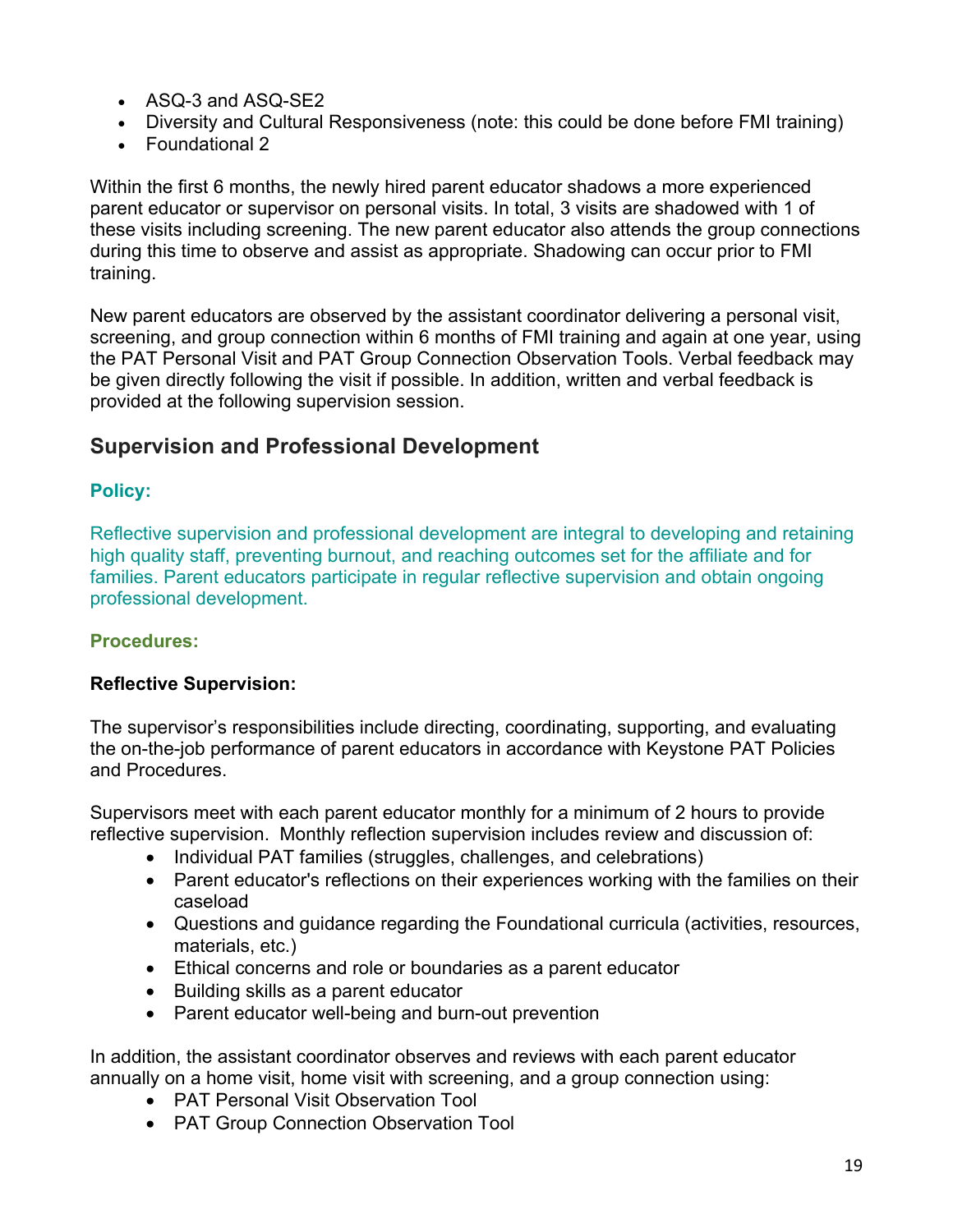- ASQ-3 and ASQ-SE2
- Diversity and Cultural Responsiveness (note: this could be done before FMI training)
- Foundational 2

Within the first 6 months, the newly hired parent educator shadows a more experienced parent educator or supervisor on personal visits. In total, 3 visits are shadowed with 1 of these visits including screening. The new parent educator also attends the group connections during this time to observe and assist as appropriate. Shadowing can occur prior to FMI training.

New parent educators are observed by the assistant coordinator delivering a personal visit, screening, and group connection within 6 months of FMI training and again at one year, using the PAT Personal Visit and PAT Group Connection Observation Tools. Verbal feedback may be given directly following the visit if possible. In addition, written and verbal feedback is provided at the following supervision session.

## Supervision and Professional Development

### Policy:

Reflective supervision and professional development are integral to developing and retaining high quality staff, preventing burnout, and reaching outcomes set for the affiliate and for families. Parent educators participate in regular reflective supervision and obtain ongoing professional development.

### Procedures:

**Reflective Supervision:**

The supervisor's responsibilities include directing, coordinating, supporting, and evaluating the on-the-job performance of parent educators in accordance with Keystone PAT Policies and Procedures.

Supervisors meet with each parent educator monthly for a minimum of 2 hours to provide reflective supervision. Monthly reflection supervision includes review and discussion of:

- Individual PAT families (struggles, challenges, and celebrations)
- Parent educator's reflections on their experiences working with the families on their caseload
- Questions and guidance regarding the Foundational curricula (activities, resources, materials, etc.)
- Ethical concerns and role or boundaries as a parent educator
- Building skills as a parent educator
- Parent educator well-being and burn-out prevention

In addition, the assistant coordinator observes and reviews with each parent educator annually on a home visit, home visit with screening, and a group connection using:

- PAT Personal Visit Observation Tool
- PAT Group Connection Observation Tool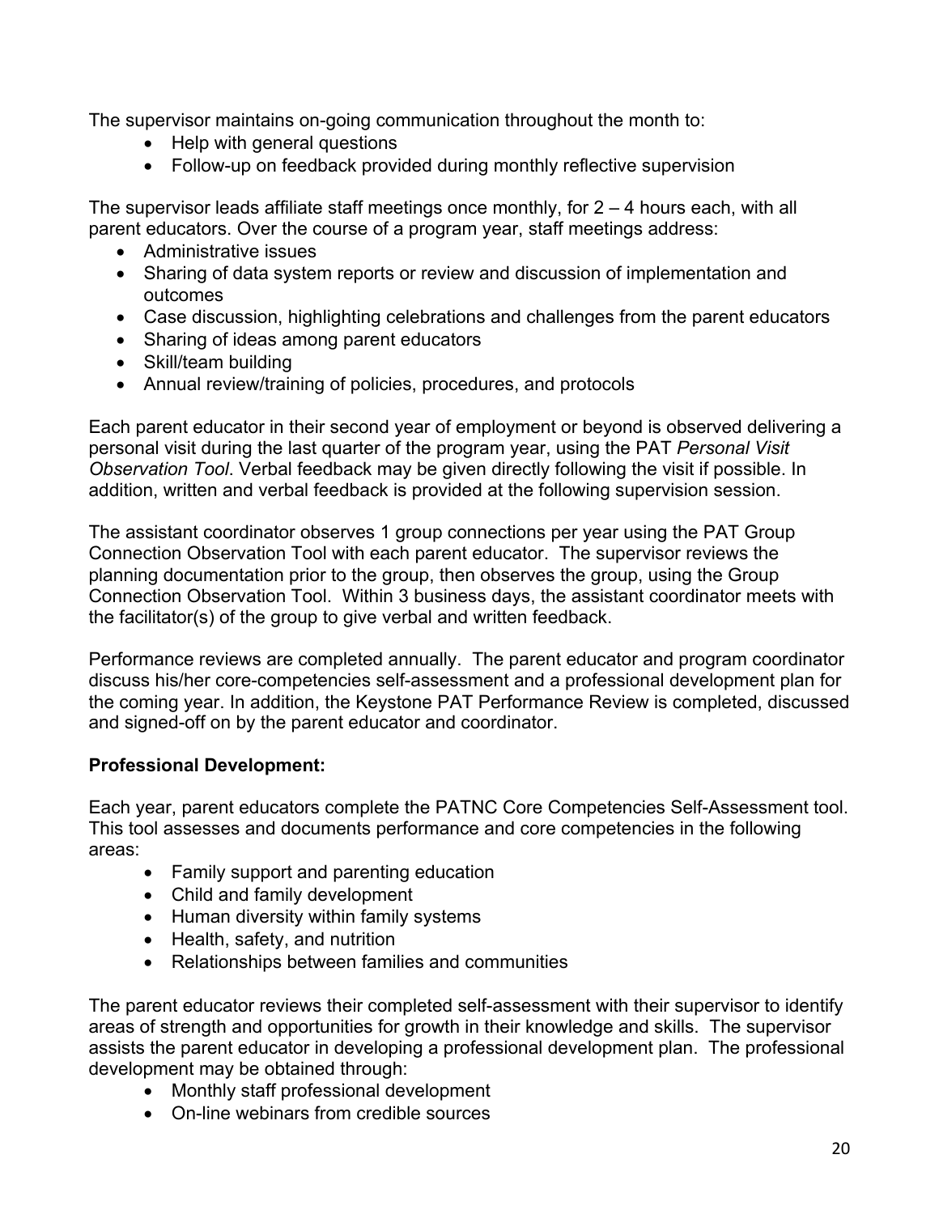The supervisor maintains on-going communication throughout the month to:

- Help with general questions
- Follow-up on feedback provided during monthly reflective supervision

The supervisor leads affiliate staff meetings once monthly, for 2 – 4 hours each, with all parent educators. Over the course of a program year, staff meetings address:

- Administrative issues
- Sharing of data system reports or review and discussion of implementation and outcomes
- Case discussion, highlighting celebrations and challenges from the parent educators
- Sharing of ideas among parent educators
- Skill/team building
- Annual review/training of policies, procedures, and protocols

Each parent educator in their second year of employment or beyond is observed delivering a personal visit during the last quarter of the program year, using the PAT *Personal Visit Observation Tool*. Verbal feedback may be given directly following the visit if possible. In addition, written and verbal feedback is provided at the following supervision session.

The assistant coordinator observes 1 group connections per year using the PAT Group Connection Observation Tool with each parent educator. The supervisor reviews the planning documentation prior to the group, then observes the group, using the Group Connection Observation Tool. Within 3 business days, the assistant coordinator meets with the facilitator(s) of the group to give verbal and written feedback.

Performance reviews are completed annually. The parent educator and program coordinator discuss his/her core-competencies self-assessment and a professional development plan for the coming year. In addition, the Keystone PAT Performance Review is completed, discussed and signed-off on by the parent educator and coordinator.

**Professional Development:**

Each year, parent educators complete the PATNC Core Competencies Self-Assessment tool. This tool assesses and documents performance and core competencies in the following areas:

- Family support and parenting education
- Child and family development
- Human diversity within family systems
- Health, safety, and nutrition
- Relationships between families and communities

The parent educator reviews their completed self-assessment with their supervisor to identify areas of strength and opportunities for growth in their knowledge and skills. The supervisor assists the parent educator in developing a professional development plan. The professional development may be obtained through:

- Monthly staff professional development
- On-line webinars from credible sources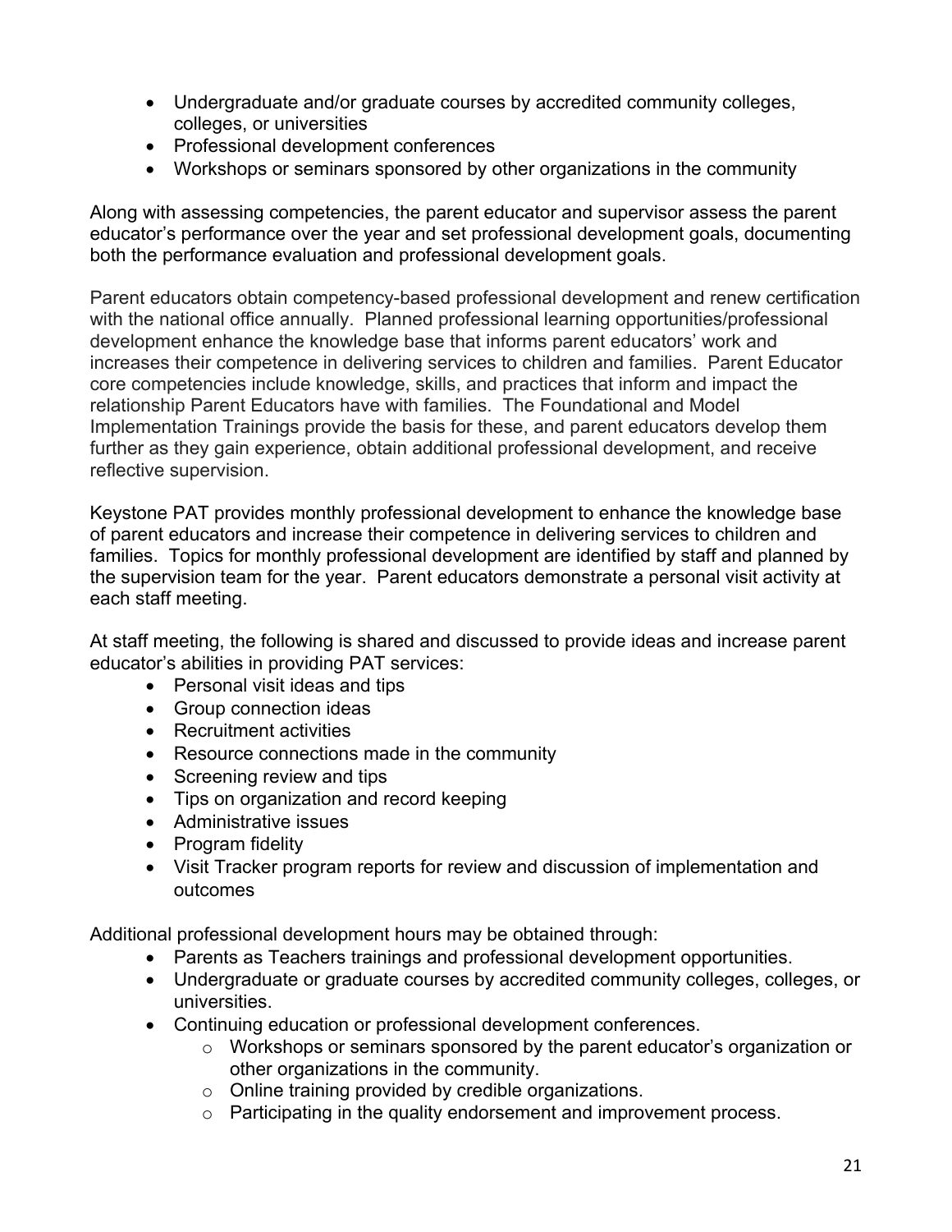- Undergraduate and/or graduate courses by accredited community colleges, colleges, or universities
- Professional development conferences
- Workshops or seminars sponsored by other organizations in the community

Along with assessing competencies, the parent educator and supervisor assess the parent educator's performance over the year and set professional development goals, documenting both the performance evaluation and professional development goals.

Parent educators obtain competency-based professional development and renew certification with the national office annually. Planned professional learning opportunities/professional development enhance the knowledge base that informs parent educators' work and increases their competence in delivering services to children and families. Parent Educator core competencies include knowledge, skills, and practices that inform and impact the relationship Parent Educators have with families. The Foundational and Model Implementation Trainings provide the basis for these, and parent educators develop them further as they gain experience, obtain additional professional development, and receive reflective supervision.

Keystone PAT provides monthly professional development to enhance the knowledge base of parent educators and increase their competence in delivering services to children and families. Topics for monthly professional development are identified by staff and planned by the supervision team for the year. Parent educators demonstrate a personal visit activity at each staff meeting.

At staff meeting, the following is shared and discussed to provide ideas and increase parent educator's abilities in providing PAT services:

- Personal visit ideas and tips
- Group connection ideas
- Recruitment activities
- Resource connections made in the community
- Screening review and tips
- Tips on organization and record keeping
- Administrative issues
- Program fidelity
- Visit Tracker program reports for review and discussion of implementation and outcomes

Additional professional development hours may be obtained through:

- Parents as Teachers trainings and professional development opportunities.
- Undergraduate or graduate courses by accredited community colleges, colleges, or universities.
- Continuing education or professional development conferences.
    - Workshops or seminars sponsored by the parent educator's organization or other organizations in the community.
    - Online training provided by credible organizations.
    - Participating in the quality endorsement and improvement process.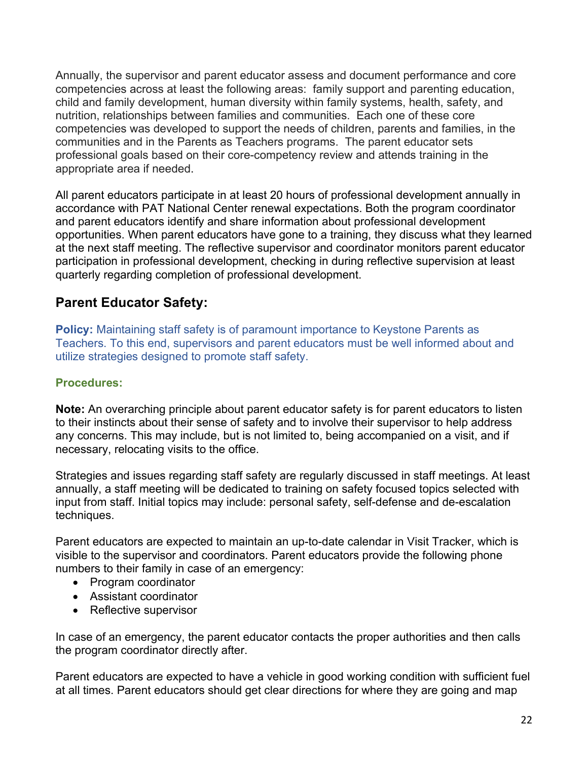Annually, the supervisor and parent educator assess and document performance and core competencies across at least the following areas: family support and parenting education, child and family development, human diversity within family systems, health, safety, and nutrition, relationships between families and communities. Each one of these core competencies was developed to support the needs of children, parents and families, in the communities and in the Parents as Teachers programs. The parent educator sets professional goals based on their core-competency review and attends training in the appropriate area if needed.

All parent educators participate in at least 20 hours of professional development annually in accordance with PAT National Center renewal expectations. Both the program coordinator and parent educators identify and share information about professional development opportunities. When parent educators have gone to a training, they discuss what they learned at the next staff meeting. The reflective supervisor and coordinator monitors parent educator participation in professional development, checking in during reflective supervision at least quarterly regarding completion of professional development.

## Parent Educator Safety:

**Policy:** Maintaining staff safety is of paramount importance to Keystone Parents as Teachers. To this end, supervisors and parent educators must be well informed about and utilize strategies designed to promote staff safety.

**Procedures:**

**Note:** An overarching principle about parent educator safety is for parent educators to listen to their instincts about their sense of safety and to involve their supervisor to help address any concerns. This may include, but is not limited to, being accompanied on a visit, and if necessary, relocating visits to the office.

Strategies and issues regarding staff safety are regularly discussed in staff meetings. At least annually, a staff meeting will be dedicated to training on safety focused topics selected with input from staff. Initial topics may include: personal safety, self-defense and de-escalation techniques.

Parent educators are expected to maintain an up-to-date calendar in Visit Tracker, which is visible to the supervisor and coordinators. Parent educators provide the following phone numbers to their family in case of an emergency:

- Program coordinator
- Assistant coordinator
- Reflective supervisor

In case of an emergency, the parent educator contacts the proper authorities and then calls the program coordinator directly after.

Parent educators are expected to have a vehicle in good working condition with sufficient fuel at all times. Parent educators should get clear directions for where they are going and map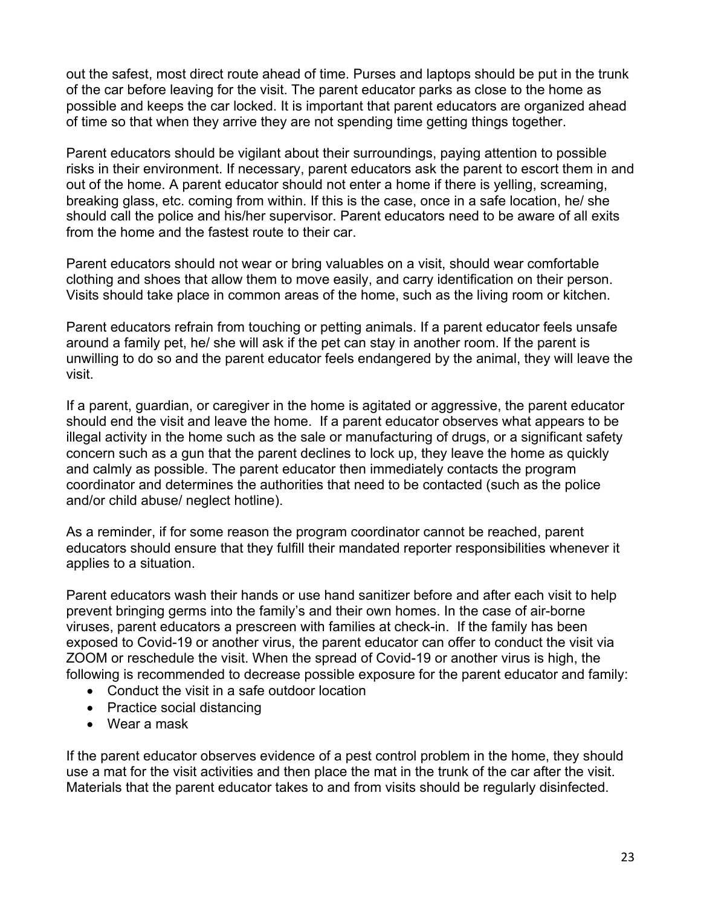out the safest, most direct route ahead of time. Purses and laptops should be put in the trunk of the car before leaving for the visit. The parent educator parks as close to the home as possible and keeps the car locked. It is important that parent educators are organized ahead of time so that when they arrive they are not spending time getting things together.

Parent educators should be vigilant about their surroundings, paying attention to possible risks in their environment. If necessary, parent educators ask the parent to escort them in and out of the home. A parent educator should not enter a home if there is yelling, screaming, breaking glass, etc. coming from within. If this is the case, once in a safe location, he/ she should call the police and his/her supervisor. Parent educators need to be aware of all exits from the home and the fastest route to their car.

Parent educators should not wear or bring valuables on a visit, should wear comfortable clothing and shoes that allow them to move easily, and carry identification on their person. Visits should take place in common areas of the home, such as the living room or kitchen.

Parent educators refrain from touching or petting animals. If a parent educator feels unsafe around a family pet, he/ she will ask if the pet can stay in another room. If the parent is unwilling to do so and the parent educator feels endangered by the animal, they will leave the visit.

If a parent, guardian, or caregiver in the home is agitated or aggressive, the parent educator should end the visit and leave the home. If a parent educator observes what appears to be illegal activity in the home such as the sale or manufacturing of drugs, or a significant safety concern such as a gun that the parent declines to lock up, they leave the home as quickly and calmly as possible. The parent educator then immediately contacts the program coordinator and determines the authorities that need to be contacted (such as the police and/or child abuse/ neglect hotline).

As a reminder, if for some reason the program coordinator cannot be reached, parent educators should ensure that they fulfill their mandated reporter responsibilities whenever it applies to a situation.

Parent educators wash their hands or use hand sanitizer before and after each visit to help prevent bringing germs into the family's and their own homes. In the case of air-borne viruses, parent educators a prescreen with families at check-in. If the family has been exposed to Covid-19 or another virus, the parent educator can offer to conduct the visit via ZOOM or reschedule the visit. When the spread of Covid-19 or another virus is high, the following is recommended to decrease possible exposure for the parent educator and family:

- Conduct the visit in a safe outdoor location
- Practice social distancing
- Wear a mask

If the parent educator observes evidence of a pest control problem in the home, they should use a mat for the visit activities and then place the mat in the trunk of the car after the visit. Materials that the parent educator takes to and from visits should be regularly disinfected.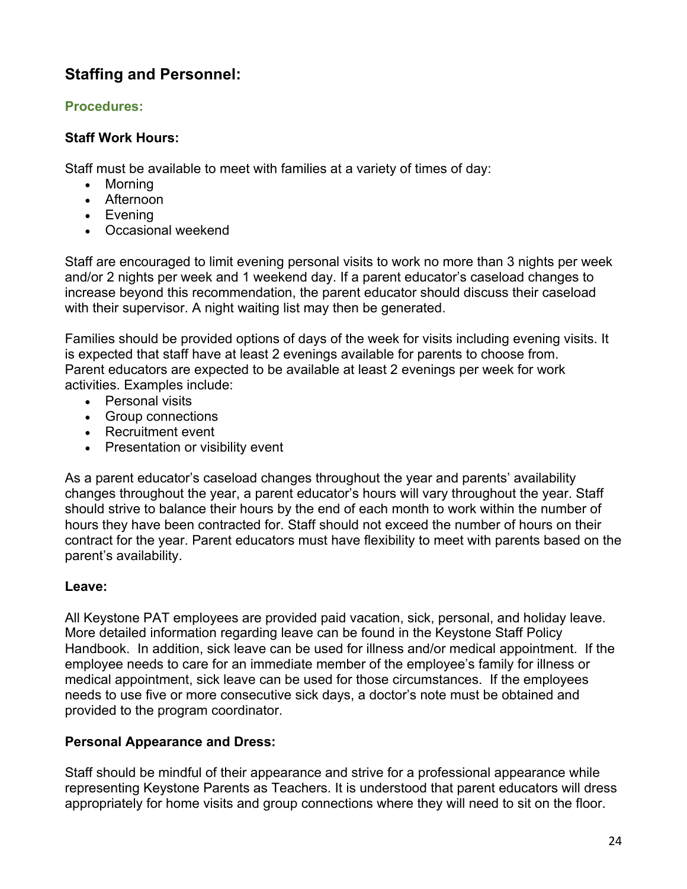## Staffing and Personnel:

### Procedures:

**Staff Work Hours:**

Staff must be available to meet with families at a variety of times of day:

- Morning
- Afternoon
- Evening
- Occasional weekend

Staff are encouraged to limit evening personal visits to work no more than 3 nights per week and/or 2 nights per week and 1 weekend day. If a parent educator's caseload changes to increase beyond this recommendation, the parent educator should discuss their caseload with their supervisor. A night waiting list may then be generated.

Families should be provided options of days of the week for visits including evening visits. It is expected that staff have at least 2 evenings available for parents to choose from. Parent educators are expected to be available at least 2 evenings per week for work activities. Examples include:

- Personal visits
- Group connections
- Recruitment event
- Presentation or visibility event

As a parent educator's caseload changes throughout the year and parents' availability changes throughout the year, a parent educator's hours will vary throughout the year. Staff should strive to balance their hours by the end of each month to work within the number of hours they have been contracted for. Staff should not exceed the number of hours on their contract for the year. Parent educators must have flexibility to meet with parents based on the parent's availability.

**Leave:**

All Keystone PAT employees are provided paid vacation, sick, personal, and holiday leave. More detailed information regarding leave can be found in the Keystone Staff Policy Handbook. In addition, sick leave can be used for illness and/or medical appointment. If the employee needs to care for an immediate member of the employee's family for illness or medical appointment, sick leave can be used for those circumstances. If the employees needs to use five or more consecutive sick days, a doctor's note must be obtained and provided to the program coordinator.

**Personal Appearance and Dress:**

Staff should be mindful of their appearance and strive for a professional appearance while representing Keystone Parents as Teachers. It is understood that parent educators will dress appropriately for home visits and group connections where they will need to sit on the floor.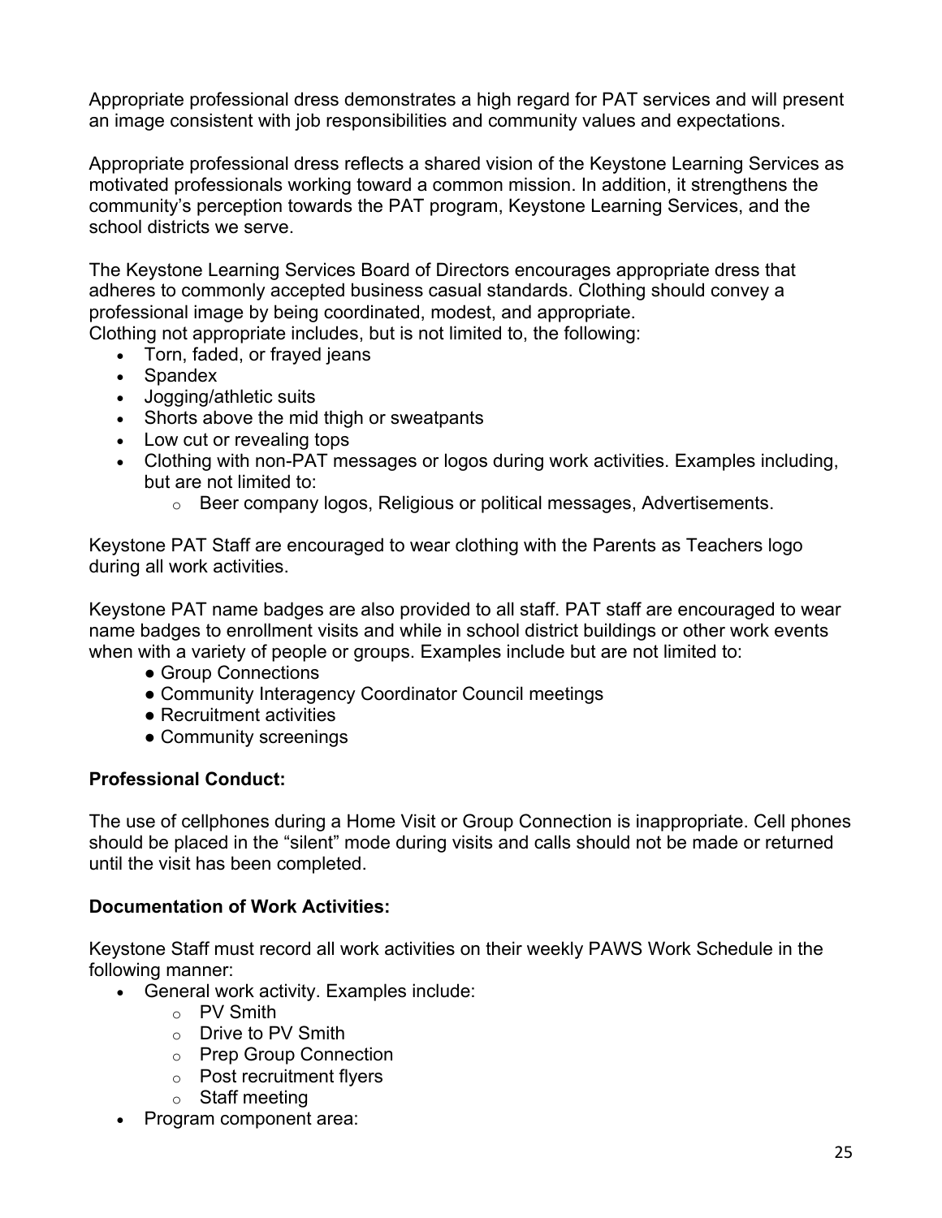Appropriate professional dress demonstrates a high regard for PAT services and will present an image consistent with job responsibilities and community values and expectations.

Appropriate professional dress reflects a shared vision of the Keystone Learning Services as motivated professionals working toward a common mission. In addition, it strengthens the community's perception towards the PAT program, Keystone Learning Services, and the school districts we serve.

The Keystone Learning Services Board of Directors encourages appropriate dress that adheres to commonly accepted business casual standards. Clothing should convey a professional image by being coordinated, modest, and appropriate.
Clothing not appropriate includes, but is not limited to, the following:

- Torn, faded, or frayed jeans
- Spandex
- Jogging/athletic suits
- Shorts above the mid thigh or sweatpants
- Low cut or revealing tops
- Clothing with non-PAT messages or logos during work activities. Examples including, but are not limited to:
  - Beer company logos, Religious or political messages, Advertisements.

Keystone PAT Staff are encouraged to wear clothing with the Parents as Teachers logo during all work activities.

Keystone PAT name badges are also provided to all staff. PAT staff are encouraged to wear name badges to enrollment visits and while in school district buildings or other work events when with a variety of people or groups. Examples include but are not limited to:

- Group Connections
- Community Interagency Coordinator Council meetings
- Recruitment activities
- Community screenings

**Professional Conduct:**

The use of cellphones during a Home Visit or Group Connection is inappropriate. Cell phones should be placed in the "silent" mode during visits and calls should not be made or returned until the visit has been completed.

**Documentation of Work Activities:**

Keystone Staff must record all work activities on their weekly PAWS Work Schedule in the following manner:

- General work activity. Examples include:
  - PV Smith
  - Drive to PV Smith
  - Prep Group Connection
  - Post recruitment flyers
  - Staff meeting
- Program component area: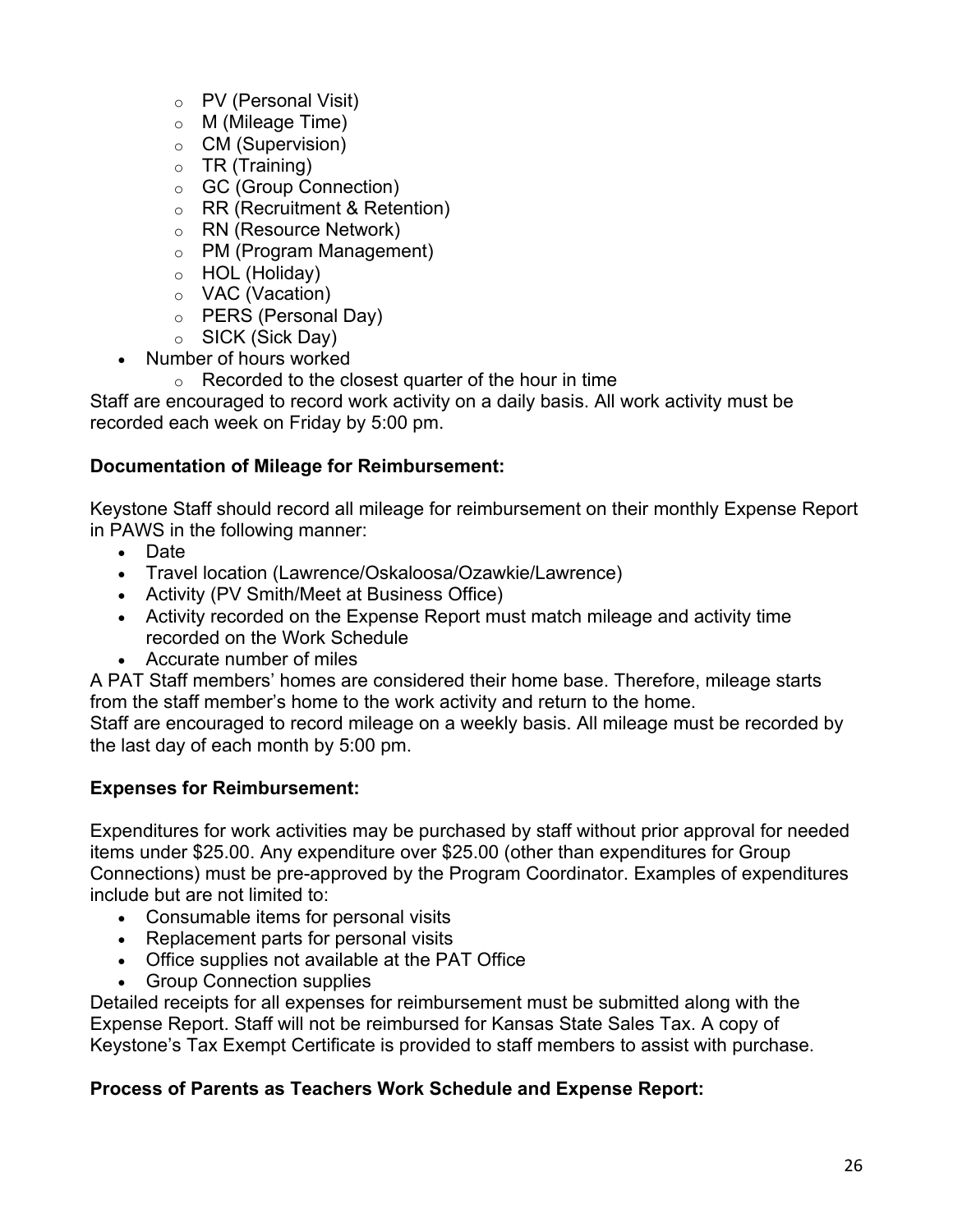- PV (Personal Visit)
    - M (Mileage Time)
    - CM (Supervision)
    - TR (Training)
    - GC (Group Connection)
    - RR (Recruitment & Retention)
    - RN (Resource Network)
    - PM (Program Management)
    - HOL (Holiday)
    - VAC (Vacation)
    - PERS (Personal Day)
    - SICK (Sick Day)
- Number of hours worked
    - Recorded to the closest quarter of the hour in time

Staff are encouraged to record work activity on a daily basis. All work activity must be recorded each week on Friday by 5:00 pm.

**Documentation of Mileage for Reimbursement:**

Keystone Staff should record all mileage for reimbursement on their monthly Expense Report in PAWS in the following manner:

- Date
- Travel location (Lawrence/Oskaloosa/Ozawkie/Lawrence)
- Activity (PV Smith/Meet at Business Office)
- Activity recorded on the Expense Report must match mileage and activity time recorded on the Work Schedule
- Accurate number of miles

A PAT Staff members' homes are considered their home base. Therefore, mileage starts from the staff member's home to the work activity and return to the home.
Staff are encouraged to record mileage on a weekly basis. All mileage must be recorded by the last day of each month by 5:00 pm.

**Expenses for Reimbursement:**

Expenditures for work activities may be purchased by staff without prior approval for needed items under $25.00. Any expenditure over $25.00 (other than expenditures for Group Connections) must be pre-approved by the Program Coordinator. Examples of expenditures include but are not limited to:

- Consumable items for personal visits
- Replacement parts for personal visits
- Office supplies not available at the PAT Office
- Group Connection supplies

Detailed receipts for all expenses for reimbursement must be submitted along with the Expense Report. Staff will not be reimbursed for Kansas State Sales Tax. A copy of Keystone's Tax Exempt Certificate is provided to staff members to assist with purchase.

**Process of Parents as Teachers Work Schedule and Expense Report:**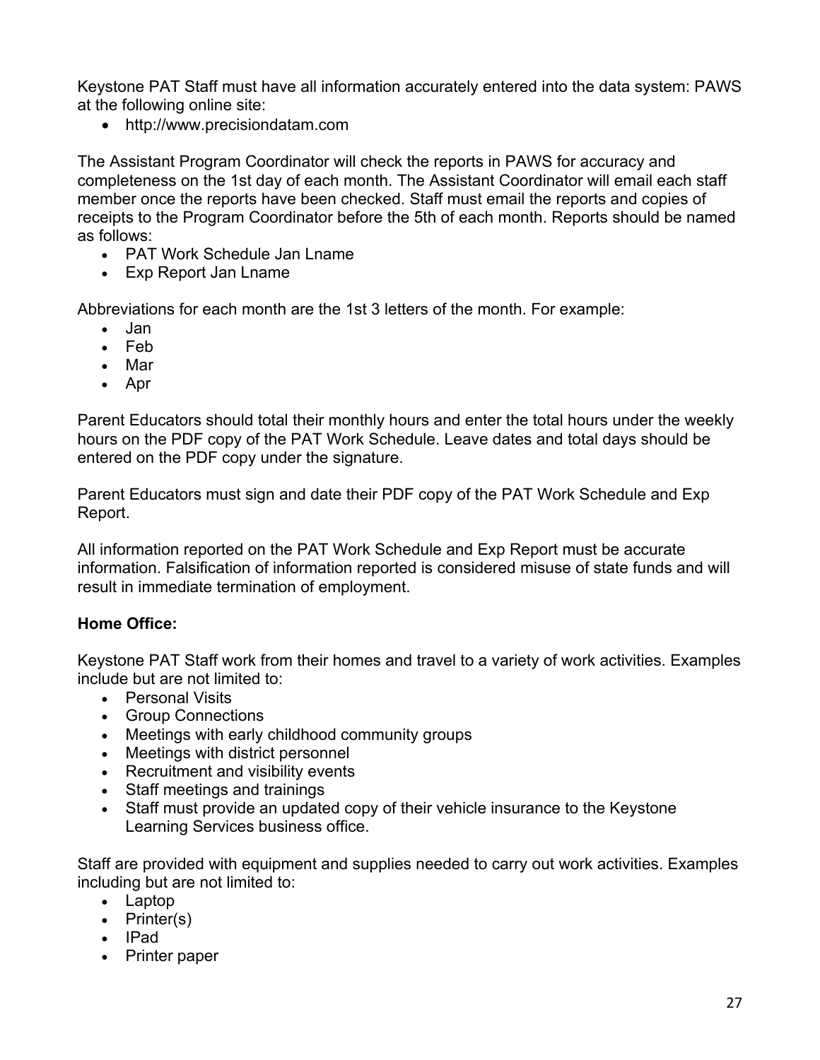Keystone PAT Staff must have all information accurately entered into the data system: PAWS at the following online site:

- http://www.precisiondatam.com

The Assistant Program Coordinator will check the reports in PAWS for accuracy and completeness on the 1st day of each month. The Assistant Coordinator will email each staff member once the reports have been checked. Staff must email the reports and copies of receipts to the Program Coordinator before the 5th of each month. Reports should be named as follows:

- PAT Work Schedule Jan Lname
- Exp Report Jan Lname

Abbreviations for each month are the 1st 3 letters of the month. For example:

- Jan
- Feb
- Mar
- Apr

Parent Educators should total their monthly hours and enter the total hours under the weekly hours on the PDF copy of the PAT Work Schedule. Leave dates and total days should be entered on the PDF copy under the signature.

Parent Educators must sign and date their PDF copy of the PAT Work Schedule and Exp Report.

All information reported on the PAT Work Schedule and Exp Report must be accurate information. Falsification of information reported is considered misuse of state funds and will result in immediate termination of employment.

**Home Office:**

Keystone PAT Staff work from their homes and travel to a variety of work activities. Examples include but are not limited to:

- Personal Visits
- Group Connections
- Meetings with early childhood community groups
- Meetings with district personnel
- Recruitment and visibility events
- Staff meetings and trainings
- Staff must provide an updated copy of their vehicle insurance to the Keystone Learning Services business office.

Staff are provided with equipment and supplies needed to carry out work activities. Examples including but are not limited to:

- Laptop
- Printer(s)
- IPad
- Printer paper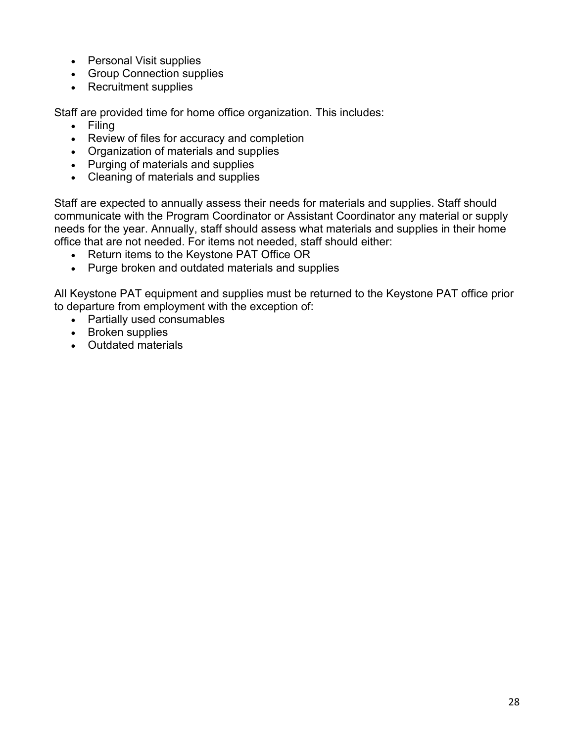- Personal Visit supplies
- Group Connection supplies
- Recruitment supplies

Staff are provided time for home office organization. This includes:

- Filing
- Review of files for accuracy and completion
- Organization of materials and supplies
- Purging of materials and supplies
- Cleaning of materials and supplies

Staff are expected to annually assess their needs for materials and supplies. Staff should communicate with the Program Coordinator or Assistant Coordinator any material or supply needs for the year. Annually, staff should assess what materials and supplies in their home office that are not needed. For items not needed, staff should either:

- Return items to the Keystone PAT Office OR
- Purge broken and outdated materials and supplies

All Keystone PAT equipment and supplies must be returned to the Keystone PAT office prior to departure from employment with the exception of:

- Partially used consumables
- Broken supplies
- Outdated materials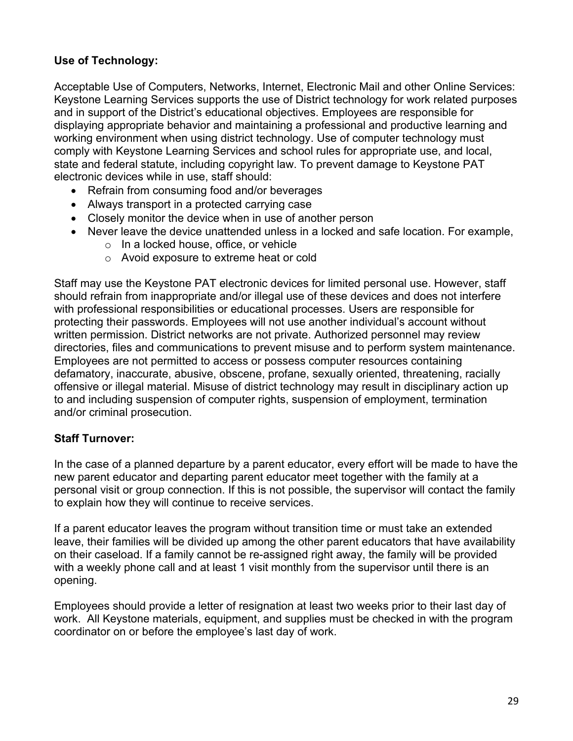**Use of Technology:**

Acceptable Use of Computers, Networks, Internet, Electronic Mail and other Online Services: Keystone Learning Services supports the use of District technology for work related purposes and in support of the District's educational objectives. Employees are responsible for displaying appropriate behavior and maintaining a professional and productive learning and working environment when using district technology. Use of computer technology must comply with Keystone Learning Services and school rules for appropriate use, and local, state and federal statute, including copyright law. To prevent damage to Keystone PAT electronic devices while in use, staff should:

- Refrain from consuming food and/or beverages
- Always transport in a protected carrying case
- Closely monitor the device when in use of another person
- Never leave the device unattended unless in a locked and safe location. For example,
  - In a locked house, office, or vehicle
  - Avoid exposure to extreme heat or cold

Staff may use the Keystone PAT electronic devices for limited personal use. However, staff should refrain from inappropriate and/or illegal use of these devices and does not interfere with professional responsibilities or educational processes. Users are responsible for protecting their passwords. Employees will not use another individual's account without written permission. District networks are not private. Authorized personnel may review directories, files and communications to prevent misuse and to perform system maintenance. Employees are not permitted to access or possess computer resources containing defamatory, inaccurate, abusive, obscene, profane, sexually oriented, threatening, racially offensive or illegal material. Misuse of district technology may result in disciplinary action up to and including suspension of computer rights, suspension of employment, termination and/or criminal prosecution.

**Staff Turnover:**

In the case of a planned departure by a parent educator, every effort will be made to have the new parent educator and departing parent educator meet together with the family at a personal visit or group connection. If this is not possible, the supervisor will contact the family to explain how they will continue to receive services.

If a parent educator leaves the program without transition time or must take an extended leave, their families will be divided up among the other parent educators that have availability on their caseload. If a family cannot be re-assigned right away, the family will be provided with a weekly phone call and at least 1 visit monthly from the supervisor until there is an opening.

Employees should provide a letter of resignation at least two weeks prior to their last day of work. All Keystone materials, equipment, and supplies must be checked in with the program coordinator on or before the employee's last day of work.